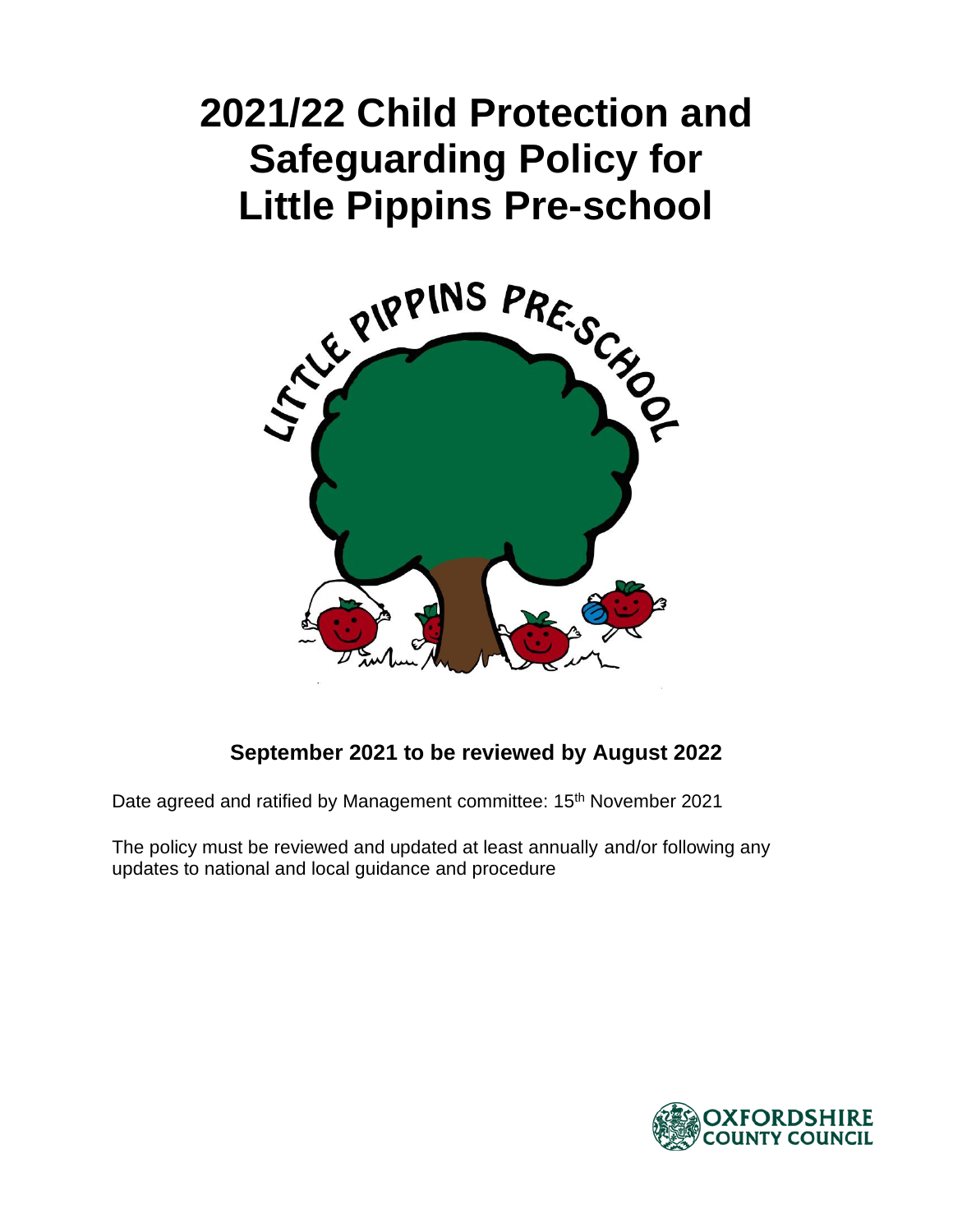# 2021/22 Child Protection and Safeguarding Policy for Little Pippins Pre-school

**September 2021 to be reviewed by August 2022**

Date agreed and ratified by Management committee: 15th November 2021

The policy must be reviewed and updated at least annually and/or following any updates to national and local guidance and procedure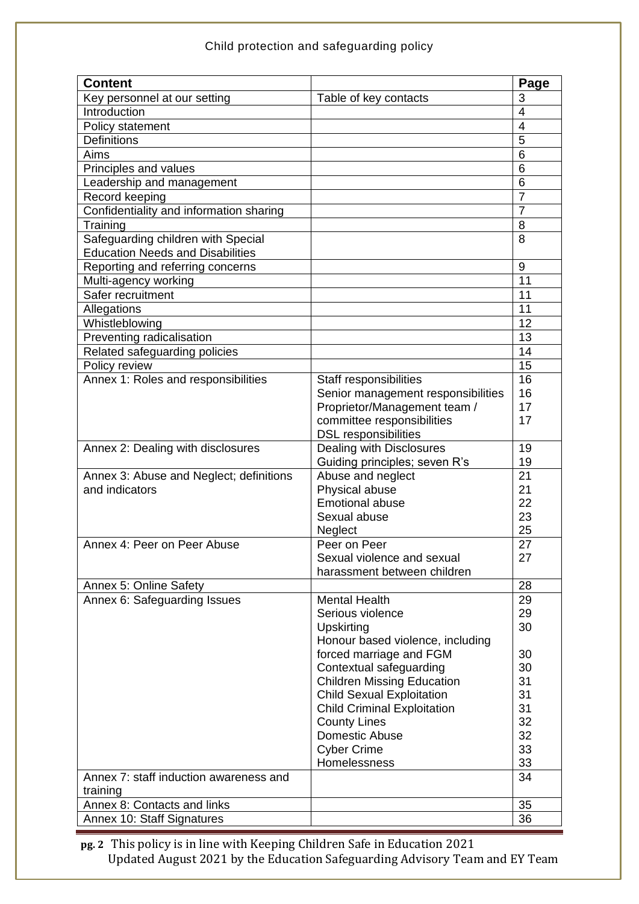| Content | | Page |
|---|---|---|
| Key personnel at our setting | Table of key contacts | 3 |
| Introduction | | 4 |
| Policy statement | | 4 |
| Definitions | | 5 |
| Aims | | 6 |
| Principles and values | | 6 |
| Leadership and management | | 6 |
| Record keeping | | 7 |
| Confidentiality and information sharing | | 7 |
| Training | | 8 |
| Safeguarding children with Special Education Needs and Disabilities | | 8 |
| Reporting and referring concerns | | 9 |
| Multi-agency working | | 11 |
| Safer recruitment | | 11 |
| Allegations | | 11 |
| Whistleblowing | | 12 |
| Preventing radicalisation | | 13 |
| Related safeguarding policies | | 14 |
| Policy review | | 15 |
| Annex 1: Roles and responsibilities | Staff responsibilities<br>Senior management responsibilities<br>Proprietor/Management team / committee responsibilities<br>DSL responsibilities | 16<br>16<br>17<br>17 |
| Annex 2: Dealing with disclosures | Dealing with Disclosures<br>Guiding principles; seven R's | 19<br>19 |
| Annex 3: Abuse and Neglect; definitions and indicators | Abuse and neglect<br>Physical abuse<br>Emotional abuse<br>Sexual abuse<br>Neglect | 21<br>21<br>22<br>23<br>25 |
| Annex 4: Peer on Peer Abuse | Peer on Peer<br>Sexual violence and sexual harassment between children | 27<br>27 |
| Annex 5: Online Safety | | 28 |
| Annex 6: Safeguarding Issues | Mental Health<br>Serious violence<br>Upskirting<br>Honour based violence, including forced marriage and FGM<br>Contextual safeguarding<br>Children Missing Education<br>Child Sexual Exploitation<br>Child Criminal Exploitation<br>County Lines<br>Domestic Abuse<br>Cyber Crime<br>Homelessness | 29<br>29<br>30<br>30<br>30<br>31<br>31<br>31<br>32<br>32<br>33<br>33 |
| Annex 7: staff induction awareness and training | | 34 |
| Annex 8: Contacts and links | | 35 |
| Annex 10: Staff Signatures | | 36 |

This policy is in line with Keeping Children Safe in Education 2021
Updated August 2021 by the Education Safeguarding Advisory Team and EY Team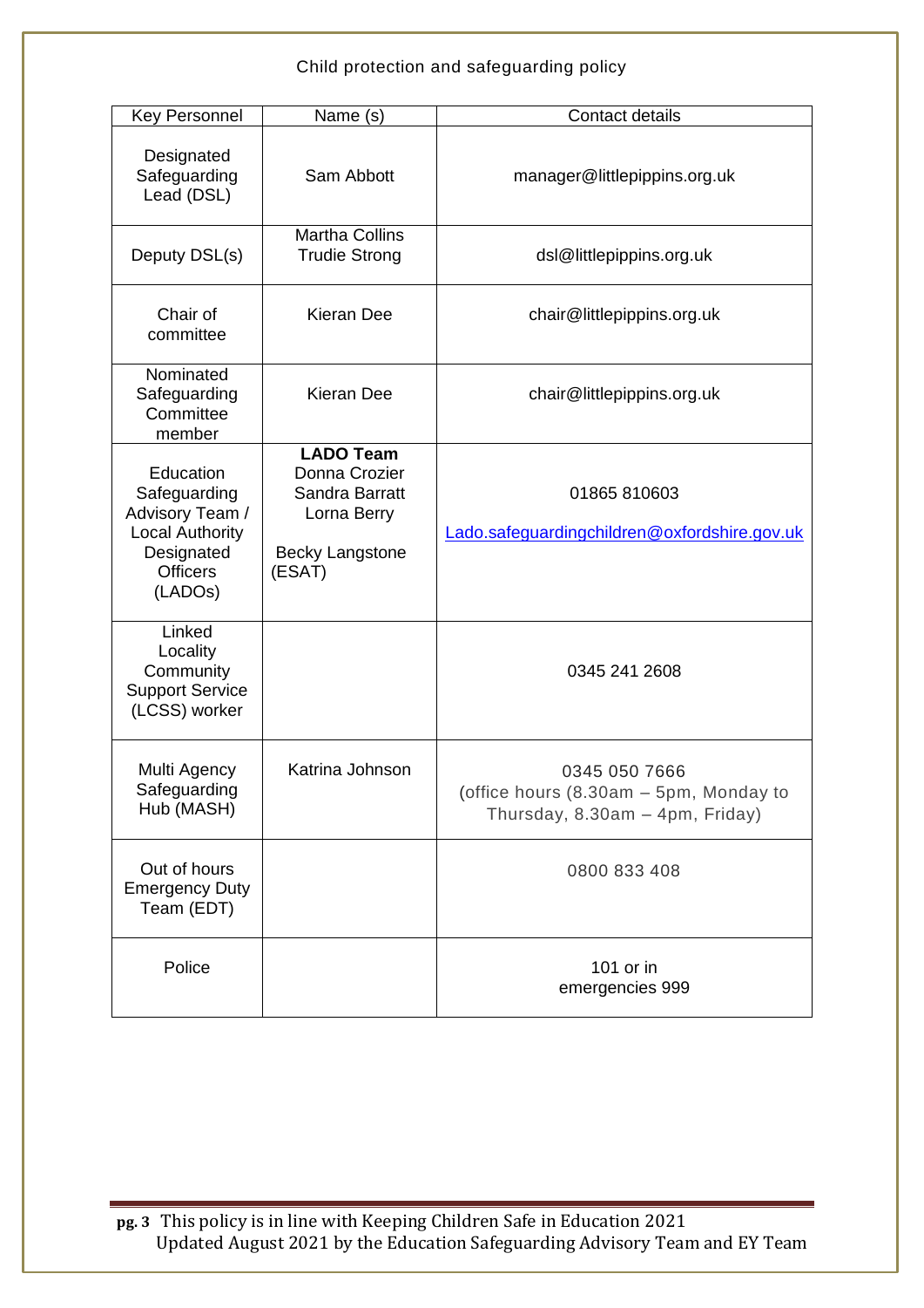| Key Personnel | Name (s) | Contact details |
|---|---|---|
| Designated Safeguarding Lead (DSL) | Sam Abbott | manager@littlepippins.org.uk |
| Deputy DSL(s) | Martha Collins<br>Trudie Strong | dsl@littlepippins.org.uk |
| Chair of committee | Kieran Dee | chair@littlepippins.org.uk |
| Nominated Safeguarding Committee member | Kieran Dee | chair@littlepippins.org.uk |
| Education Safeguarding Advisory Team / Local Authority Designated Officers (LADOs) | **LADO Team**<br>Donna Crozier<br>Sandra Barratt<br>Lorna Berry<br><br>Becky Langstone (ESAT) | 01865 810603<br><br>Lado.safeguardingchildren@oxfordshire.gov.uk |
| Linked Locality Community Support Service (LCSS) worker | | 0345 241 2608 |
| Multi Agency Safeguarding Hub (MASH) | Katrina Johnson | 0345 050 7666<br>(office hours (8.30am – 5pm, Monday to Thursday, 8.30am – 4pm, Friday) |
| Out of hours Emergency Duty Team (EDT) | | 0800 833 408 |
| Police | | 101 or in emergencies 999 |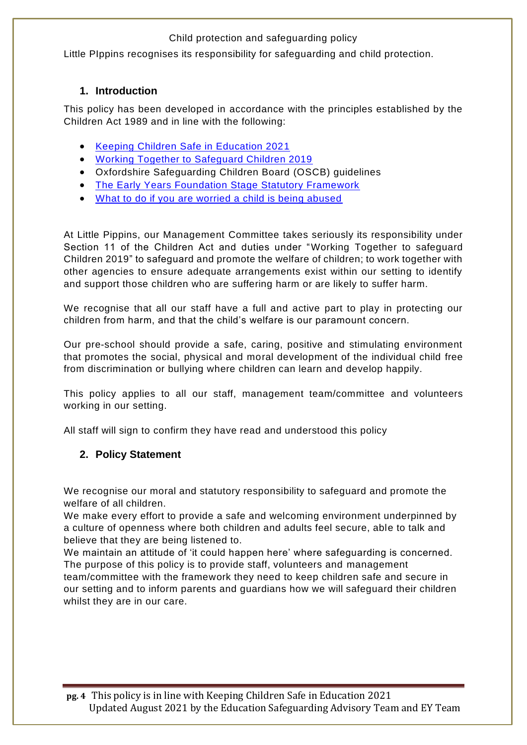Child protection and safeguarding policy

Little PIppins recognises its responsibility for safeguarding and child protection.

## 1. Introduction

This policy has been developed in accordance with the principles established by the Children Act 1989 and in line with the following:

- Keeping Children Safe in Education 2021
- Working Together to Safeguard Children 2019
- Oxfordshire Safeguarding Children Board (OSCB) guidelines
- The Early Years Foundation Stage Statutory Framework
- What to do if you are worried a child is being abused

At Little Pippins, our Management Committee takes seriously its responsibility under Section 11 of the Children Act and duties under "Working Together to safeguard Children 2019" to safeguard and promote the welfare of children; to work together with other agencies to ensure adequate arrangements exist within our setting to identify and support those children who are suffering harm or are likely to suffer harm.

We recognise that all our staff have a full and active part to play in protecting our children from harm, and that the child's welfare is our paramount concern.

Our pre-school should provide a safe, caring, positive and stimulating environment that promotes the social, physical and moral development of the individual child free from discrimination or bullying where children can learn and develop happily.

This policy applies to all our staff, management team/committee and volunteers working in our setting.

All staff will sign to confirm they have read and understood this policy

## 2. Policy Statement

We recognise our moral and statutory responsibility to safeguard and promote the welfare of all children.

We make every effort to provide a safe and welcoming environment underpinned by a culture of openness where both children and adults feel secure, able to talk and believe that they are being listened to.

We maintain an attitude of 'it could happen here' where safeguarding is concerned.

The purpose of this policy is to provide staff, volunteers and management team/committee with the framework they need to keep children safe and secure in our setting and to inform parents and guardians how we will safeguard their children whilst they are in our care.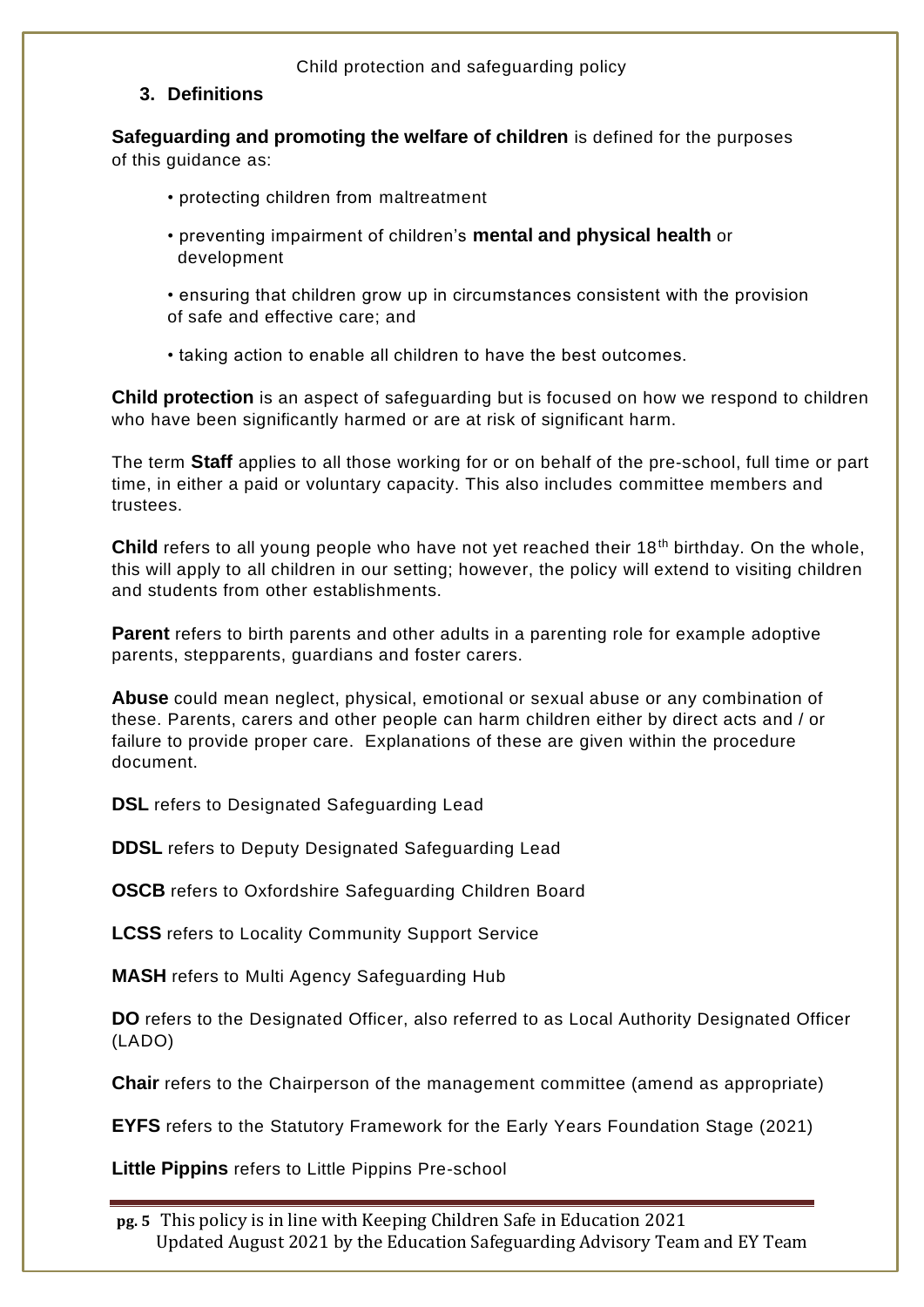## 3. Definitions

**Safeguarding and promoting the welfare of children** is defined for the purposes of this guidance as:

- protecting children from maltreatment
- preventing impairment of children's **mental and physical health** or development
- ensuring that children grow up in circumstances consistent with the provision of safe and effective care; and
- taking action to enable all children to have the best outcomes.

**Child protection** is an aspect of safeguarding but is focused on how we respond to children who have been significantly harmed or are at risk of significant harm.

The term **Staff** applies to all those working for or on behalf of the pre-school, full time or part time, in either a paid or voluntary capacity. This also includes committee members and trustees.

**Child** refers to all young people who have not yet reached their 18th birthday. On the whole, this will apply to all children in our setting; however, the policy will extend to visiting children and students from other establishments.

**Parent** refers to birth parents and other adults in a parenting role for example adoptive parents, stepparents, guardians and foster carers.

**Abuse** could mean neglect, physical, emotional or sexual abuse or any combination of these. Parents, carers and other people can harm children either by direct acts and / or failure to provide proper care. Explanations of these are given within the procedure document.

**DSL** refers to Designated Safeguarding Lead

**DDSL** refers to Deputy Designated Safeguarding Lead

**OSCB** refers to Oxfordshire Safeguarding Children Board

**LCSS** refers to Locality Community Support Service

**MASH** refers to Multi Agency Safeguarding Hub

**DO** refers to the Designated Officer, also referred to as Local Authority Designated Officer (LADO)

**Chair** refers to the Chairperson of the management committee (amend as appropriate)

**EYFS** refers to the Statutory Framework for the Early Years Foundation Stage (2021)

**Little Pippins** refers to Little Pippins Pre-school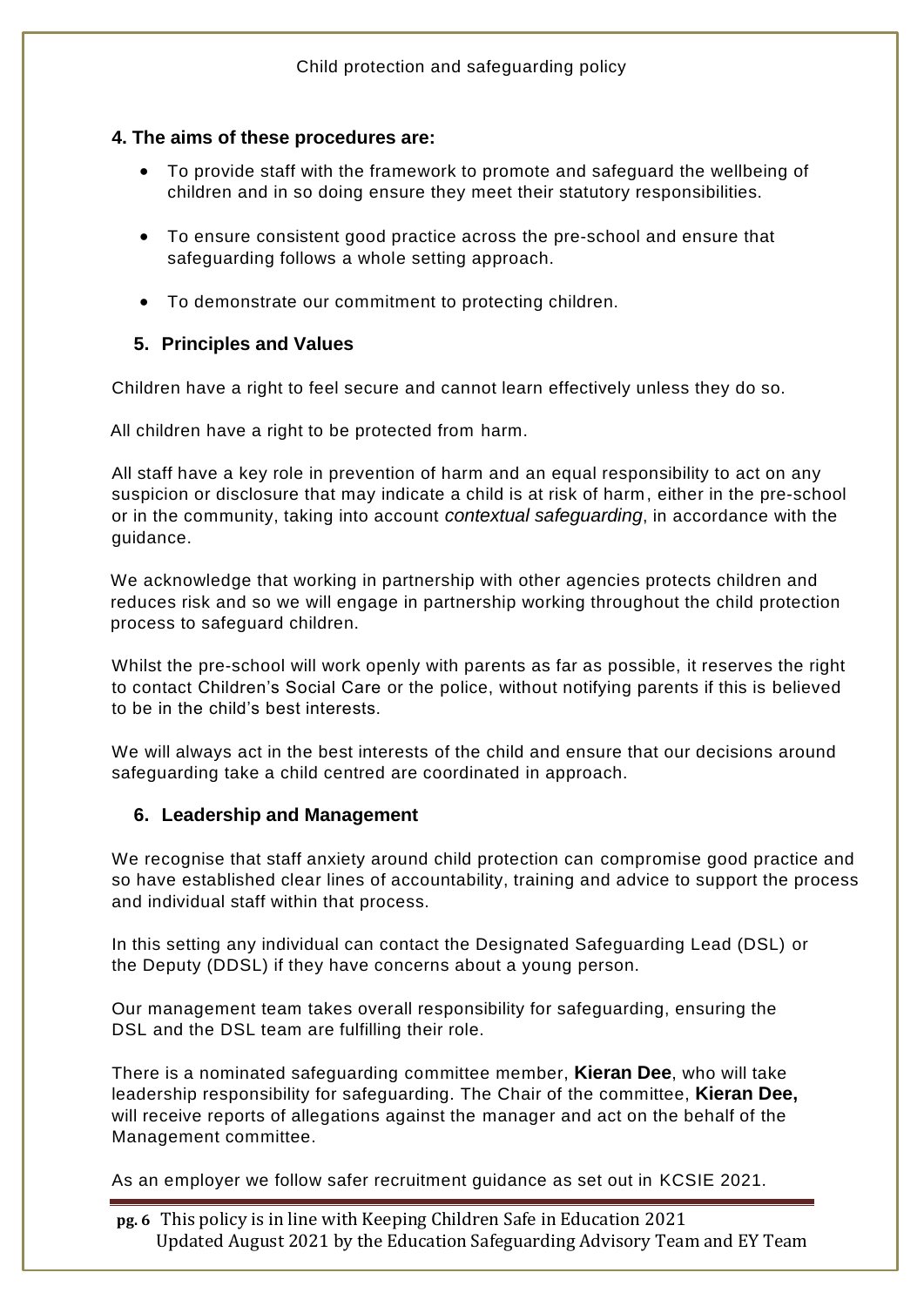## 4. The aims of these procedures are:

- To provide staff with the framework to promote and safeguard the wellbeing of children and in so doing ensure they meet their statutory responsibilities.
- To ensure consistent good practice across the pre-school and ensure that safeguarding follows a whole setting approach.
- To demonstrate our commitment to protecting children.

## 5. Principles and Values

Children have a right to feel secure and cannot learn effectively unless they do so.

All children have a right to be protected from harm.

All staff have a key role in prevention of harm and an equal responsibility to act on any suspicion or disclosure that may indicate a child is at risk of harm, either in the pre-school or in the community, taking into account *contextual safeguarding*, in accordance with the guidance.

We acknowledge that working in partnership with other agencies protects children and reduces risk and so we will engage in partnership working throughout the child protection process to safeguard children.

Whilst the pre-school will work openly with parents as far as possible, it reserves the right to contact Children's Social Care or the police, without notifying parents if this is believed to be in the child's best interests.

We will always act in the best interests of the child and ensure that our decisions around safeguarding take a child centred are coordinated in approach.

## 6. Leadership and Management

We recognise that staff anxiety around child protection can compromise good practice and so have established clear lines of accountability, training and advice to support the process and individual staff within that process.

In this setting any individual can contact the Designated Safeguarding Lead (DSL) or the Deputy (DDSL) if they have concerns about a young person.

Our management team takes overall responsibility for safeguarding, ensuring the DSL and the DSL team are fulfilling their role.

There is a nominated safeguarding committee member, **Kieran Dee**, who will take leadership responsibility for safeguarding. The Chair of the committee, **Kieran Dee,** will receive reports of allegations against the manager and act on the behalf of the Management committee.

As an employer we follow safer recruitment guidance as set out in KCSIE 2021.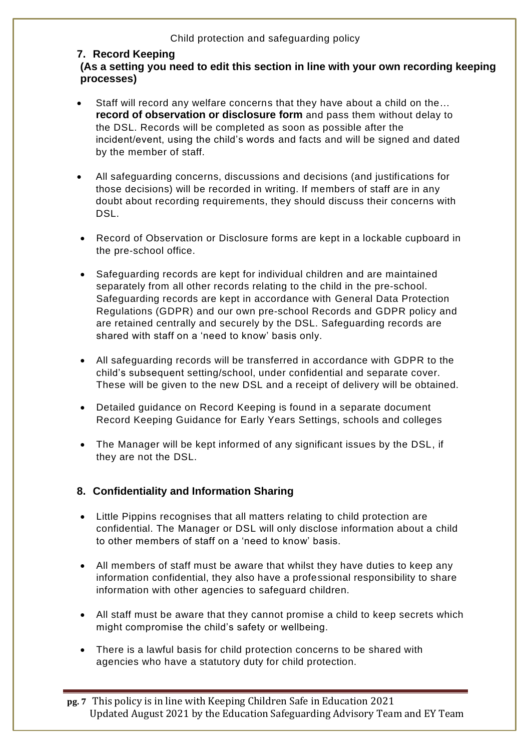## 7. Record Keeping

**(As a setting you need to edit this section in line with your own recording keeping processes)**

- Staff will record any welfare concerns that they have about a child on the… **record of observation or disclosure form** and pass them without delay to the DSL. Records will be completed as soon as possible after the incident/event, using the child's words and facts and will be signed and dated by the member of staff.
- All safeguarding concerns, discussions and decisions (and justifications for those decisions) will be recorded in writing. If members of staff are in any doubt about recording requirements, they should discuss their concerns with DSL.
- Record of Observation or Disclosure forms are kept in a lockable cupboard in the pre-school office.
- Safeguarding records are kept for individual children and are maintained separately from all other records relating to the child in the pre-school. Safeguarding records are kept in accordance with General Data Protection Regulations (GDPR) and our own pre-school Records and GDPR policy and are retained centrally and securely by the DSL. Safeguarding records are shared with staff on a 'need to know' basis only.
- All safeguarding records will be transferred in accordance with GDPR to the child's subsequent setting/school, under confidential and separate cover. These will be given to the new DSL and a receipt of delivery will be obtained.
- Detailed guidance on Record Keeping is found in a separate document Record Keeping Guidance for Early Years Settings, schools and colleges
- The Manager will be kept informed of any significant issues by the DSL, if they are not the DSL.

## 8. Confidentiality and Information Sharing

- Little Pippins recognises that all matters relating to child protection are confidential. The Manager or DSL will only disclose information about a child to other members of staff on a 'need to know' basis.
- All members of staff must be aware that whilst they have duties to keep any information confidential, they also have a professional responsibility to share information with other agencies to safeguard children.
- All staff must be aware that they cannot promise a child to keep secrets which might compromise the child's safety or wellbeing.
- There is a lawful basis for child protection concerns to be shared with agencies who have a statutory duty for child protection.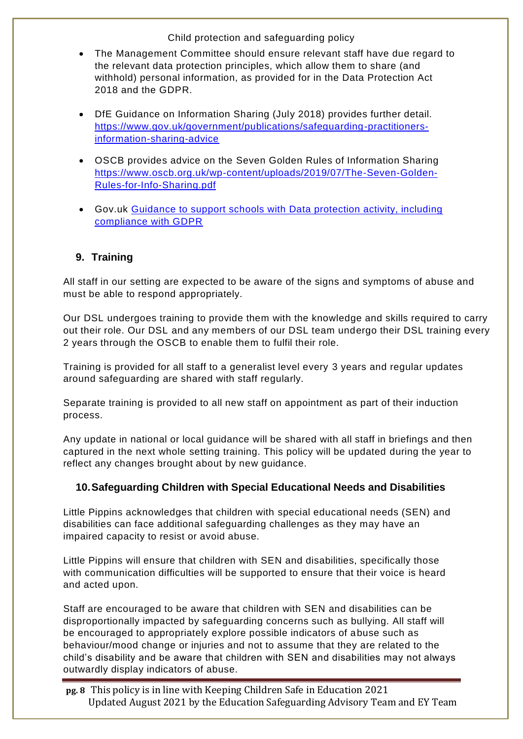- The Management Committee should ensure relevant staff have due regard to the relevant data protection principles, which allow them to share (and withhold) personal information, as provided for in the Data Protection Act 2018 and the GDPR.

- DfE Guidance on Information Sharing (July 2018) provides further detail. [https://www.gov.uk/government/publications/safeguarding-practitioners-information-sharing-advice](https://www.gov.uk/government/publications/safeguarding-practitioners-information-sharing-advice)

- OSCB provides advice on the Seven Golden Rules of Information Sharing [https://www.oscb.org.uk/wp-content/uploads/2019/07/The-Seven-Golden-Rules-for-Info-Sharing.pdf](https://www.oscb.org.uk/wp-content/uploads/2019/07/The-Seven-Golden-Rules-for-Info-Sharing.pdf)

- Gov.uk Guidance to support schools with Data protection activity, including compliance with GDPR

## 9. Training

All staff in our setting are expected to be aware of the signs and symptoms of abuse and must be able to respond appropriately.

Our DSL undergoes training to provide them with the knowledge and skills required to carry out their role. Our DSL and any members of our DSL team undergo their DSL training every 2 years through the OSCB to enable them to fulfil their role.

Training is provided for all staff to a generalist level every 3 years and regular updates around safeguarding are shared with staff regularly.

Separate training is provided to all new staff on appointment as part of their induction process.

Any update in national or local guidance will be shared with all staff in briefings and then captured in the next whole setting training. This policy will be updated during the year to reflect any changes brought about by new guidance.

## 10. Safeguarding Children with Special Educational Needs and Disabilities

Little Pippins acknowledges that children with special educational needs (SEN) and disabilities can face additional safeguarding challenges as they may have an impaired capacity to resist or avoid abuse.

Little Pippins will ensure that children with SEN and disabilities, specifically those with communication difficulties will be supported to ensure that their voice is heard and acted upon.

Staff are encouraged to be aware that children with SEN and disabilities can be disproportionally impacted by safeguarding concerns such as bullying. All staff will be encouraged to appropriately explore possible indicators of abuse such as behaviour/mood change or injuries and not to assume that they are related to the child's disability and be aware that children with SEN and disabilities may not always outwardly display indicators of abuse.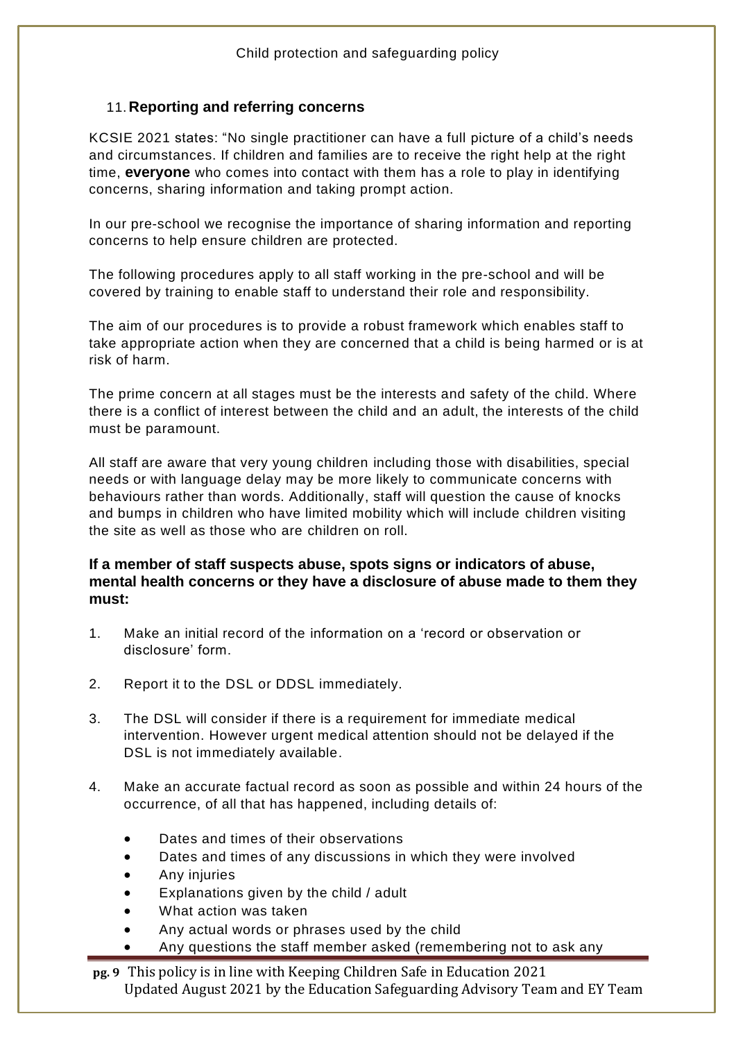## 11. Reporting and referring concerns

KCSIE 2021 states: "No single practitioner can have a full picture of a child's needs and circumstances. If children and families are to receive the right help at the right time, **everyone** who comes into contact with them has a role to play in identifying concerns, sharing information and taking prompt action.

In our pre-school we recognise the importance of sharing information and reporting concerns to help ensure children are protected.

The following procedures apply to all staff working in the pre-school and will be covered by training to enable staff to understand their role and responsibility.

The aim of our procedures is to provide a robust framework which enables staff to take appropriate action when they are concerned that a child is being harmed or is at risk of harm.

The prime concern at all stages must be the interests and safety of the child. Where there is a conflict of interest between the child and an adult, the interests of the child must be paramount.

All staff are aware that very young children including those with disabilities, special needs or with language delay may be more likely to communicate concerns with behaviours rather than words. Additionally, staff will question the cause of knocks and bumps in children who have limited mobility which will include children visiting the site as well as those who are children on roll.

**If a member of staff suspects abuse, spots signs or indicators of abuse, mental health concerns or they have a disclosure of abuse made to them they must:**

1. Make an initial record of the information on a 'record or observation or disclosure' form.
2. Report it to the DSL or DDSL immediately.
3. The DSL will consider if there is a requirement for immediate medical intervention. However urgent medical attention should not be delayed if the DSL is not immediately available.
4. Make an accurate factual record as soon as possible and within 24 hours of the occurrence, of all that has happened, including details of:
   - Dates and times of their observations
   - Dates and times of any discussions in which they were involved
   - Any injuries
   - Explanations given by the child / adult
   - What action was taken
   - Any actual words or phrases used by the child
   - Any questions the staff member asked (remembering not to ask any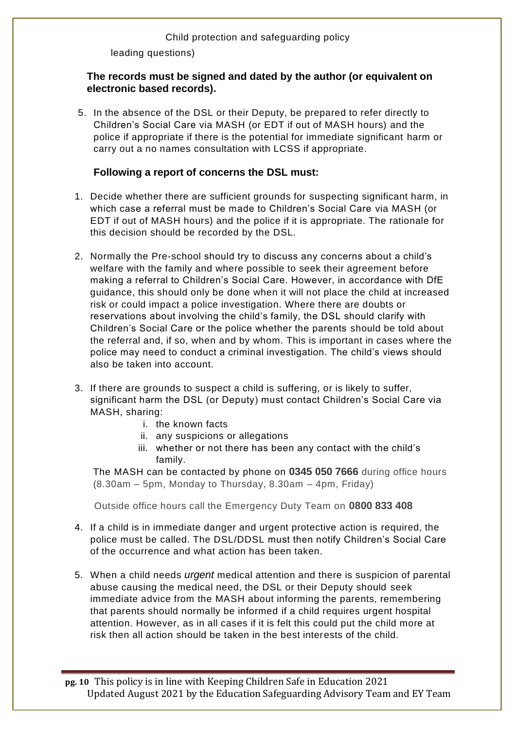leading questions)

**The records must be signed and dated by the author (or equivalent on electronic based records).**

5. In the absence of the DSL or their Deputy, be prepared to refer directly to Children's Social Care via MASH (or EDT if out of MASH hours) and the police if appropriate if there is the potential for immediate significant harm or carry out a no names consultation with LCSS if appropriate.

**Following a report of concerns the DSL must:**

1. Decide whether there are sufficient grounds for suspecting significant harm, in which case a referral must be made to Children's Social Care via MASH (or EDT if out of MASH hours) and the police if it is appropriate. The rationale for this decision should be recorded by the DSL.

2. Normally the Pre-school should try to discuss any concerns about a child's welfare with the family and where possible to seek their agreement before making a referral to Children's Social Care. However, in accordance with DfE guidance, this should only be done when it will not place the child at increased risk or could impact a police investigation. Where there are doubts or reservations about involving the child's family, the DSL should clarify with Children's Social Care or the police whether the parents should be told about the referral and, if so, when and by whom. This is important in cases where the police may need to conduct a criminal investigation. The child's views should also be taken into account.

3. If there are grounds to suspect a child is suffering, or is likely to suffer, significant harm the DSL (or Deputy) must contact Children's Social Care via MASH, sharing:
   i. the known facts
   ii. any suspicions or allegations
   iii. whether or not there has been any contact with the child's family.

   The MASH can be contacted by phone on **0345 050 7666** during office hours (8.30am – 5pm, Monday to Thursday, 8.30am – 4pm, Friday)

   Outside office hours call the Emergency Duty Team on **0800 833 408**

4. If a child is in immediate danger and urgent protective action is required, the police must be called. The DSL/DDSL must then notify Children's Social Care of the occurrence and what action has been taken.

5. When a child needs *urgent* medical attention and there is suspicion of parental abuse causing the medical need, the DSL or their Deputy should seek immediate advice from the MASH about informing the parents, remembering that parents should normally be informed if a child requires urgent hospital attention. However, as in all cases if it is felt this could put the child more at risk then all action should be taken in the best interests of the child.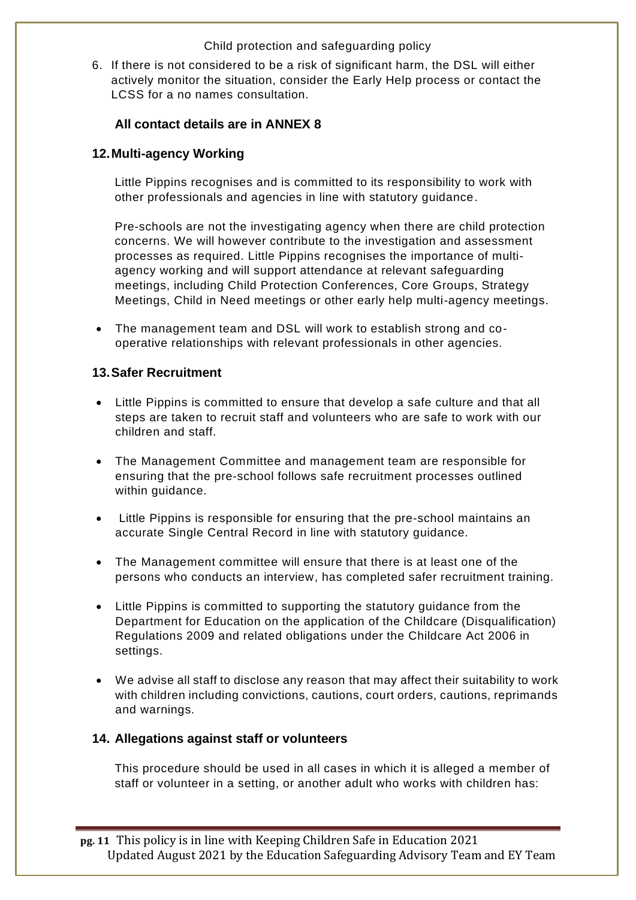6. If there is not considered to be a risk of significant harm, the DSL will either actively monitor the situation, consider the Early Help process or contact the LCSS for a no names consultation.

**All contact details are in ANNEX 8**

## 12. Multi-agency Working

Little Pippins recognises and is committed to its responsibility to work with other professionals and agencies in line with statutory guidance.

Pre-schools are not the investigating agency when there are child protection concerns. We will however contribute to the investigation and assessment processes as required. Little Pippins recognises the importance of multi-agency working and will support attendance at relevant safeguarding meetings, including Child Protection Conferences, Core Groups, Strategy Meetings, Child in Need meetings or other early help multi-agency meetings.

- The management team and DSL will work to establish strong and co-operative relationships with relevant professionals in other agencies.

## 13. Safer Recruitment

- Little Pippins is committed to ensure that develop a safe culture and that all steps are taken to recruit staff and volunteers who are safe to work with our children and staff.
- The Management Committee and management team are responsible for ensuring that the pre-school follows safe recruitment processes outlined within guidance.
- Little Pippins is responsible for ensuring that the pre-school maintains an accurate Single Central Record in line with statutory guidance.
- The Management committee will ensure that there is at least one of the persons who conducts an interview, has completed safer recruitment training.
- Little Pippins is committed to supporting the statutory guidance from the Department for Education on the application of the Childcare (Disqualification) Regulations 2009 and related obligations under the Childcare Act 2006 in settings.
- We advise all staff to disclose any reason that may affect their suitability to work with children including convictions, cautions, court orders, cautions, reprimands and warnings.

## 14. Allegations against staff or volunteers

This procedure should be used in all cases in which it is alleged a member of staff or volunteer in a setting, or another adult who works with children has: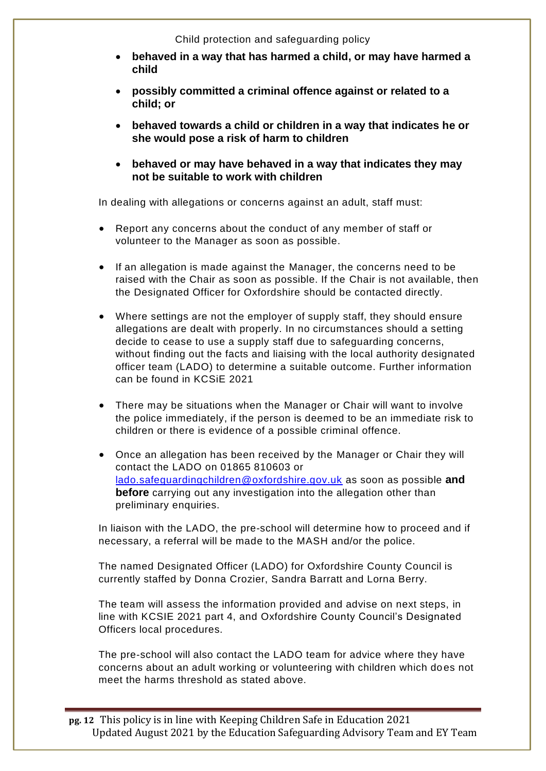- **behaved in a way that has harmed a child, or may have harmed a child**
- **possibly committed a criminal offence against or related to a child; or**
- **behaved towards a child or children in a way that indicates he or she would pose a risk of harm to children**
- **behaved or may have behaved in a way that indicates they may not be suitable to work with children**

In dealing with allegations or concerns against an adult, staff must:

- Report any concerns about the conduct of any member of staff or volunteer to the Manager as soon as possible.
- If an allegation is made against the Manager, the concerns need to be raised with the Chair as soon as possible. If the Chair is not available, then the Designated Officer for Oxfordshire should be contacted directly.
- Where settings are not the employer of supply staff, they should ensure allegations are dealt with properly. In no circumstances should a setting decide to cease to use a supply staff due to safeguarding concerns, without finding out the facts and liaising with the local authority designated officer team (LADO) to determine a suitable outcome. Further information can be found in KCSiE 2021
- There may be situations when the Manager or Chair will want to involve the police immediately, if the person is deemed to be an immediate risk to children or there is evidence of a possible criminal offence.
- Once an allegation has been received by the Manager or Chair they will contact the LADO on 01865 810603 or [lado.safeguardingchildren@oxfordshire.gov.uk](mailto:lado.safeguardingchildren@oxfordshire.gov.uk) as soon as possible **and before** carrying out any investigation into the allegation other than preliminary enquiries.

In liaison with the LADO, the pre-school will determine how to proceed and if necessary, a referral will be made to the MASH and/or the police.

The named Designated Officer (LADO) for Oxfordshire County Council is currently staffed by Donna Crozier, Sandra Barratt and Lorna Berry.

The team will assess the information provided and advise on next steps, in line with KCSIE 2021 part 4, and Oxfordshire County Council's Designated Officers local procedures.

The pre-school will also contact the LADO team for advice where they have concerns about an adult working or volunteering with children which does not meet the harms threshold as stated above.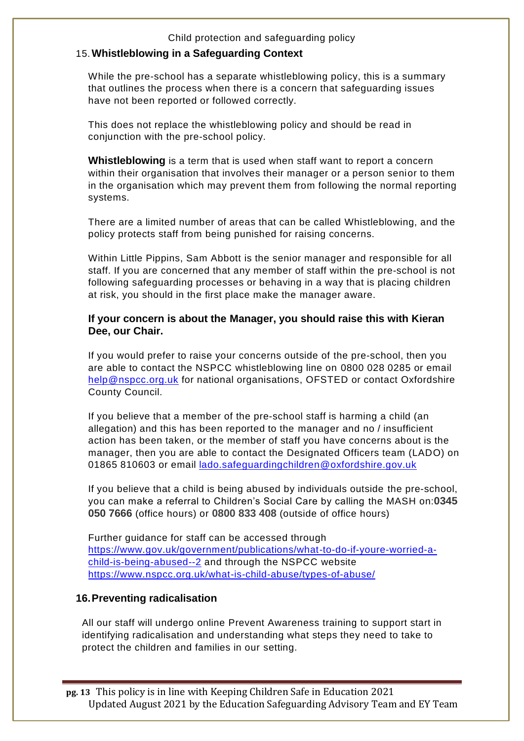## 15. Whistleblowing in a Safeguarding Context

While the pre-school has a separate whistleblowing policy, this is a summary that outlines the process when there is a concern that safeguarding issues have not been reported or followed correctly.

This does not replace the whistleblowing policy and should be read in conjunction with the pre-school policy.

**Whistleblowing** is a term that is used when staff want to report a concern within their organisation that involves their manager or a person senior to them in the organisation which may prevent them from following the normal reporting systems.

There are a limited number of areas that can be called Whistleblowing, and the policy protects staff from being punished for raising concerns.

Within Little Pippins, Sam Abbott is the senior manager and responsible for all staff. If you are concerned that any member of staff within the pre-school is not following safeguarding processes or behaving in a way that is placing children at risk, you should in the first place make the manager aware.

**If your concern is about the Manager, you should raise this with Kieran Dee, our Chair.**

If you would prefer to raise your concerns outside of the pre-school, then you are able to contact the NSPCC whistleblowing line on 0800 028 0285 or email help@nspcc.org.uk for national organisations, OFSTED or contact Oxfordshire County Council.

If you believe that a member of the pre-school staff is harming a child (an allegation) and this has been reported to the manager and no / insufficient action has been taken, or the member of staff you have concerns about is the manager, then you are able to contact the Designated Officers team (LADO) on 01865 810603 or email lado.safeguardingchildren@oxfordshire.gov.uk

If you believe that a child is being abused by individuals outside the pre-school, you can make a referral to Children's Social Care by calling the MASH on:**0345 050 7666** (office hours) or **0800 833 408** (outside of office hours)

Further guidance for staff can be accessed through https://www.gov.uk/government/publications/what-to-do-if-youre-worried-a-child-is-being-abused--2 and through the NSPCC website https://www.nspcc.org.uk/what-is-child-abuse/types-of-abuse/

## 16. Preventing radicalisation

All our staff will undergo online Prevent Awareness training to support start in identifying radicalisation and understanding what steps they need to take to protect the children and families in our setting.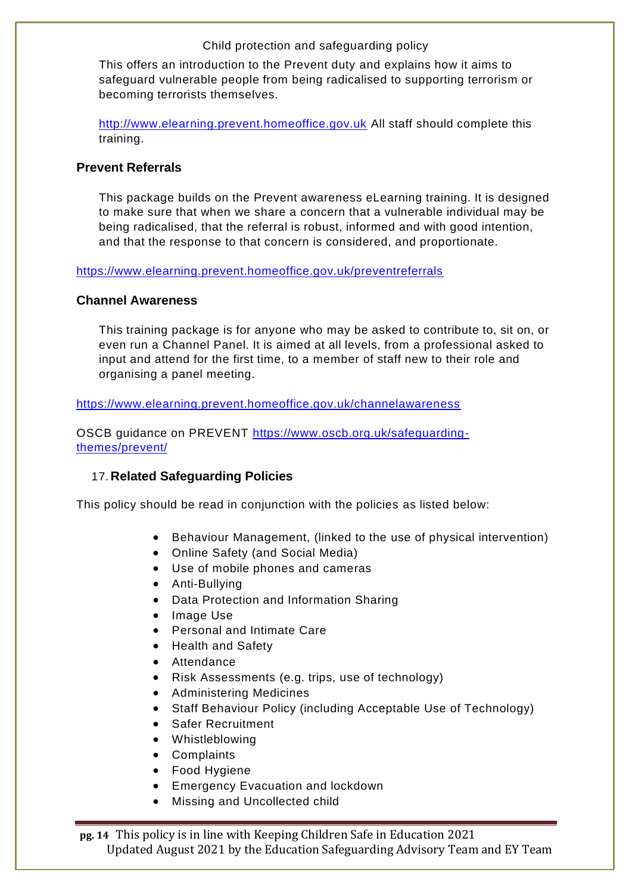This offers an introduction to the Prevent duty and explains how it aims to safeguard vulnerable people from being radicalised to supporting terrorism or becoming terrorists themselves.

http://www.elearning.prevent.homeoffice.gov.uk All staff should complete this training.

### Prevent Referrals

This package builds on the Prevent awareness eLearning training. It is designed to make sure that when we share a concern that a vulnerable individual may be being radicalised, that the referral is robust, informed and with good intention, and that the response to that concern is considered, and proportionate.

https://www.elearning.prevent.homeoffice.gov.uk/preventreferrals

### Channel Awareness

This training package is for anyone who may be asked to contribute to, sit on, or even run a Channel Panel. It is aimed at all levels, from a professional asked to input and attend for the first time, to a member of staff new to their role and organising a panel meeting.

https://www.elearning.prevent.homeoffice.gov.uk/channelawareness

OSCB guidance on PREVENT https://www.oscb.org.uk/safeguarding-themes/prevent/

## 17. Related Safeguarding Policies

This policy should be read in conjunction with the policies as listed below:

- Behaviour Management, (linked to the use of physical intervention)
- Online Safety (and Social Media)
- Use of mobile phones and cameras
- Anti-Bullying
- Data Protection and Information Sharing
- Image Use
- Personal and Intimate Care
- Health and Safety
- Attendance
- Risk Assessments (e.g. trips, use of technology)
- Administering Medicines
- Staff Behaviour Policy (including Acceptable Use of Technology)
- Safer Recruitment
- Whistleblowing
- Complaints
- Food Hygiene
- Emergency Evacuation and lockdown
- Missing and Uncollected child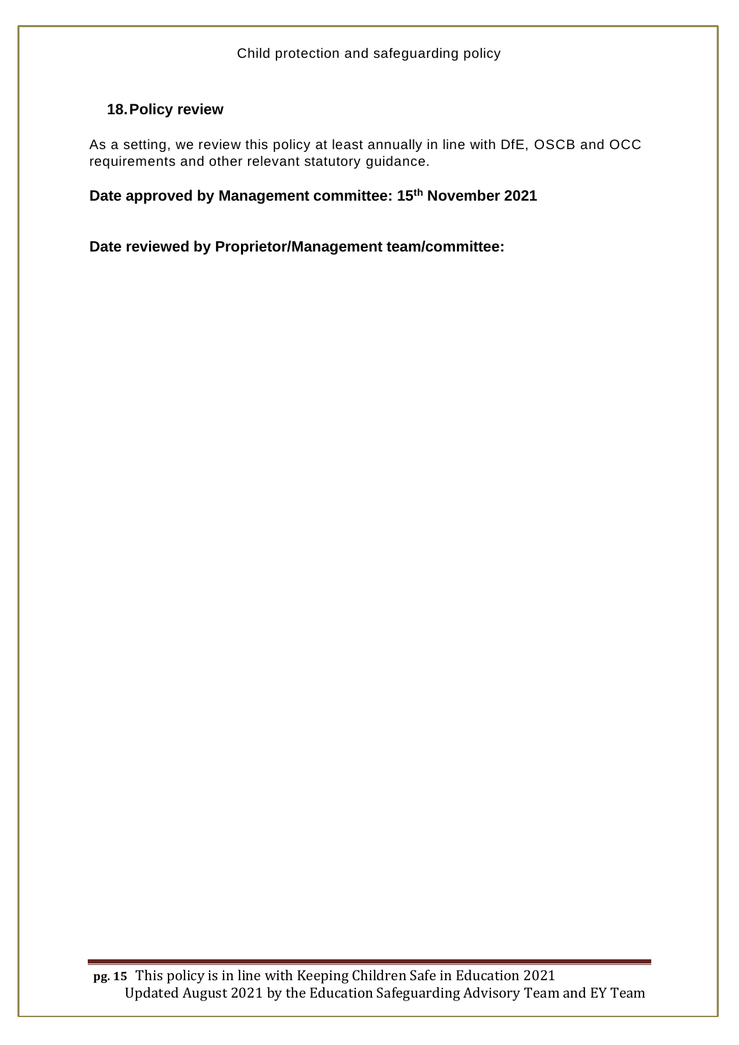## 18. Policy review

As a setting, we review this policy at least annually in line with DfE, OSCB and OCC requirements and other relevant statutory guidance.

**Date approved by Management committee: 15th November 2021**

**Date reviewed by Proprietor/Management team/committee:**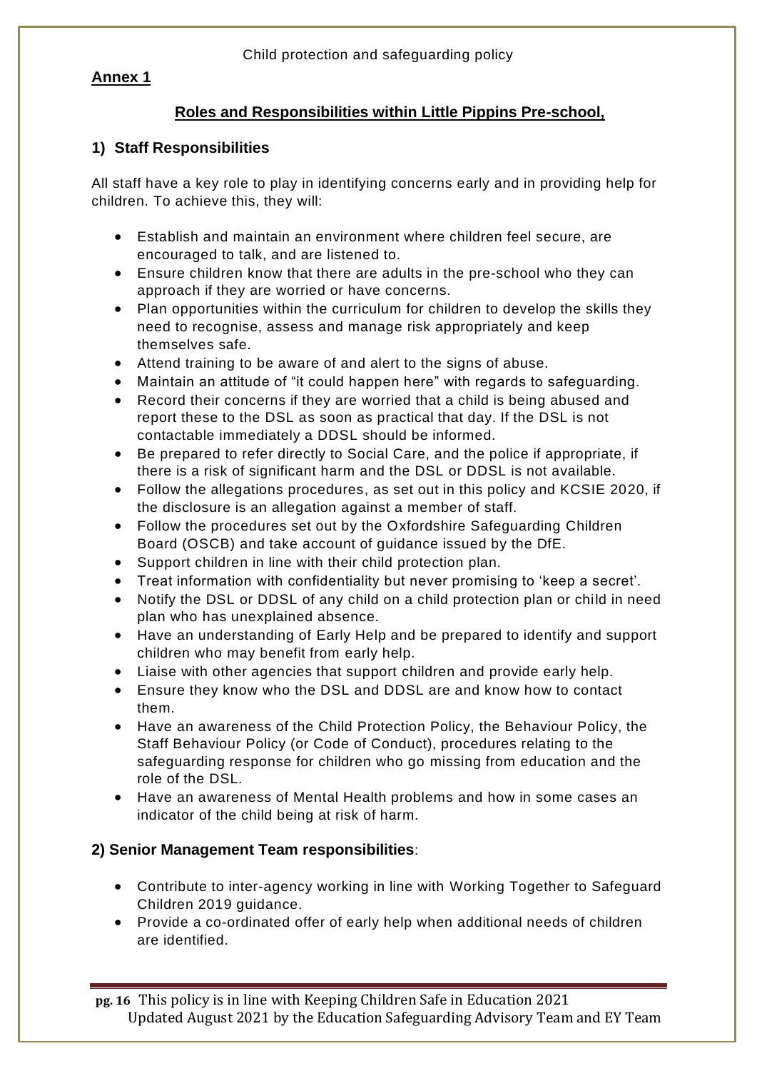## Annex 1

### Roles and Responsibilities within Little Pippins Pre-school,

### 1) Staff Responsibilities

All staff have a key role to play in identifying concerns early and in providing help for children. To achieve this, they will:

- Establish and maintain an environment where children feel secure, are encouraged to talk, and are listened to.
- Ensure children know that there are adults in the pre-school who they can approach if they are worried or have concerns.
- Plan opportunities within the curriculum for children to develop the skills they need to recognise, assess and manage risk appropriately and keep themselves safe.
- Attend training to be aware of and alert to the signs of abuse.
- Maintain an attitude of "it could happen here" with regards to safeguarding.
- Record their concerns if they are worried that a child is being abused and report these to the DSL as soon as practical that day. If the DSL is not contactable immediately a DDSL should be informed.
- Be prepared to refer directly to Social Care, and the police if appropriate, if there is a risk of significant harm and the DSL or DDSL is not available.
- Follow the allegations procedures, as set out in this policy and KCSIE 2020, if the disclosure is an allegation against a member of staff.
- Follow the procedures set out by the Oxfordshire Safeguarding Children Board (OSCB) and take account of guidance issued by the DfE.
- Support children in line with their child protection plan.
- Treat information with confidentiality but never promising to 'keep a secret'.
- Notify the DSL or DDSL of any child on a child protection plan or child in need plan who has unexplained absence.
- Have an understanding of Early Help and be prepared to identify and support children who may benefit from early help.
- Liaise with other agencies that support children and provide early help.
- Ensure they know who the DSL and DDSL are and know how to contact them.
- Have an awareness of the Child Protection Policy, the Behaviour Policy, the Staff Behaviour Policy (or Code of Conduct), procedures relating to the safeguarding response for children who go missing from education and the role of the DSL.
- Have an awareness of Mental Health problems and how in some cases an indicator of the child being at risk of harm.

### 2) Senior Management Team responsibilities:

- Contribute to inter-agency working in line with Working Together to Safeguard Children 2019 guidance.
- Provide a co-ordinated offer of early help when additional needs of children are identified.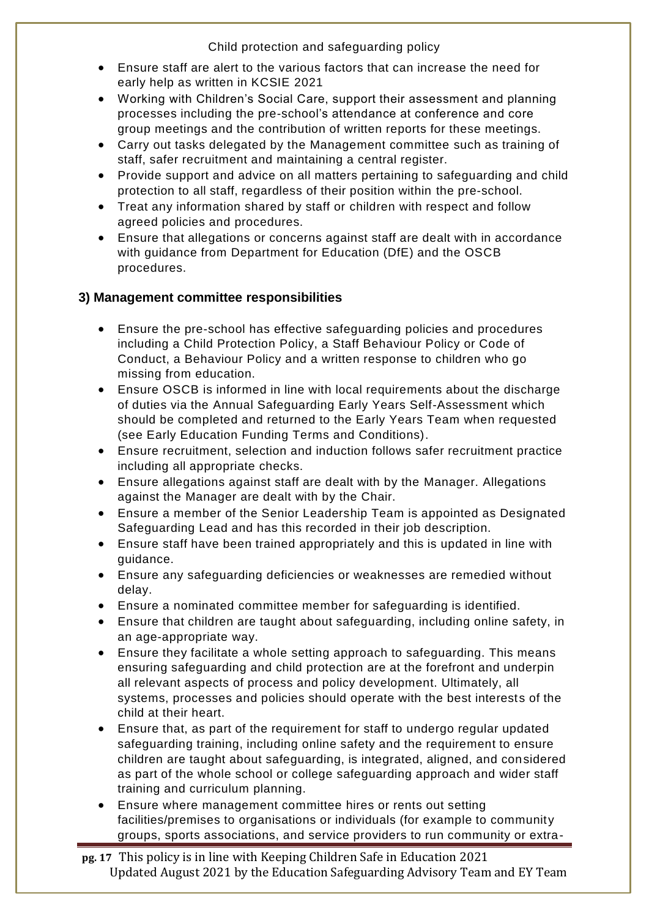- Ensure staff are alert to the various factors that can increase the need for early help as written in KCSIE 2021
- Working with Children's Social Care, support their assessment and planning processes including the pre-school's attendance at conference and core group meetings and the contribution of written reports for these meetings.
- Carry out tasks delegated by the Management committee such as training of staff, safer recruitment and maintaining a central register.
- Provide support and advice on all matters pertaining to safeguarding and child protection to all staff, regardless of their position within the pre-school.
- Treat any information shared by staff or children with respect and follow agreed policies and procedures.
- Ensure that allegations or concerns against staff are dealt with in accordance with guidance from Department for Education (DfE) and the OSCB procedures.

### 3) Management committee responsibilities

- Ensure the pre-school has effective safeguarding policies and procedures including a Child Protection Policy, a Staff Behaviour Policy or Code of Conduct, a Behaviour Policy and a written response to children who go missing from education.
- Ensure OSCB is informed in line with local requirements about the discharge of duties via the Annual Safeguarding Early Years Self-Assessment which should be completed and returned to the Early Years Team when requested (see Early Education Funding Terms and Conditions).
- Ensure recruitment, selection and induction follows safer recruitment practice including all appropriate checks.
- Ensure allegations against staff are dealt with by the Manager. Allegations against the Manager are dealt with by the Chair.
- Ensure a member of the Senior Leadership Team is appointed as Designated Safeguarding Lead and has this recorded in their job description.
- Ensure staff have been trained appropriately and this is updated in line with guidance.
- Ensure any safeguarding deficiencies or weaknesses are remedied without delay.
- Ensure a nominated committee member for safeguarding is identified.
- Ensure that children are taught about safeguarding, including online safety, in an age-appropriate way.
- Ensure they facilitate a whole setting approach to safeguarding. This means ensuring safeguarding and child protection are at the forefront and underpin all relevant aspects of process and policy development. Ultimately, all systems, processes and policies should operate with the best interests of the child at their heart.
- Ensure that, as part of the requirement for staff to undergo regular updated safeguarding training, including online safety and the requirement to ensure children are taught about safeguarding, is integrated, aligned, and considered as part of the whole school or college safeguarding approach and wider staff training and curriculum planning.
- Ensure where management committee hires or rents out setting facilities/premises to organisations or individuals (for example to community groups, sports associations, and service providers to run community or extra-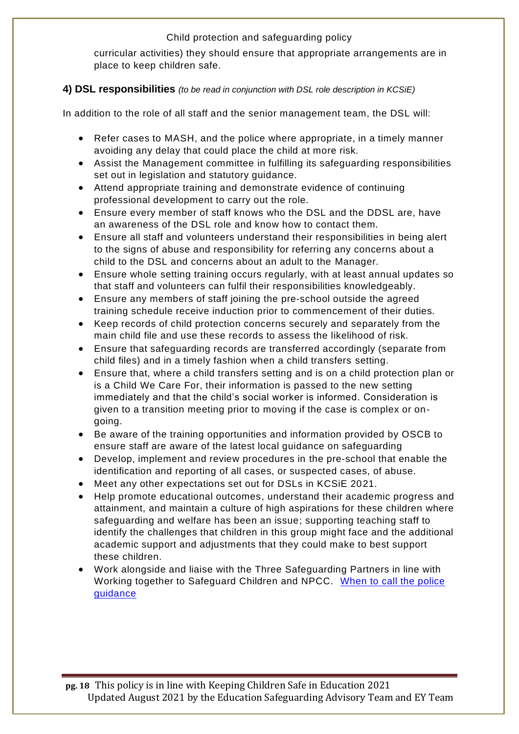curricular activities) they should ensure that appropriate arrangements are in place to keep children safe.

## 4) DSL responsibilities *(to be read in conjunction with DSL role description in KCSiE)*

In addition to the role of all staff and the senior management team, the DSL will:

- Refer cases to MASH, and the police where appropriate, in a timely manner avoiding any delay that could place the child at more risk.
- Assist the Management committee in fulfilling its safeguarding responsibilities set out in legislation and statutory guidance.
- Attend appropriate training and demonstrate evidence of continuing professional development to carry out the role.
- Ensure every member of staff knows who the DSL and the DDSL are, have an awareness of the DSL role and know how to contact them.
- Ensure all staff and volunteers understand their responsibilities in being alert to the signs of abuse and responsibility for referring any concerns about a child to the DSL and concerns about an adult to the Manager.
- Ensure whole setting training occurs regularly, with at least annual updates so that staff and volunteers can fulfil their responsibilities knowledgeably.
- Ensure any members of staff joining the pre-school outside the agreed training schedule receive induction prior to commencement of their duties.
- Keep records of child protection concerns securely and separately from the main child file and use these records to assess the likelihood of risk.
- Ensure that safeguarding records are transferred accordingly (separate from child files) and in a timely fashion when a child transfers setting.
- Ensure that, where a child transfers setting and is on a child protection plan or is a Child We Care For, their information is passed to the new setting immediately and that the child's social worker is informed. Consideration is given to a transition meeting prior to moving if the case is complex or on-going.
- Be aware of the training opportunities and information provided by OSCB to ensure staff are aware of the latest local guidance on safeguarding
- Develop, implement and review procedures in the pre-school that enable the identification and reporting of all cases, or suspected cases, of abuse.
- Meet any other expectations set out for DSLs in KCSiE 2021.
- Help promote educational outcomes, understand their academic progress and attainment, and maintain a culture of high aspirations for these children where safeguarding and welfare has been an issue; supporting teaching staff to identify the challenges that children in this group might face and the additional academic support and adjustments that they could make to best support these children.
- Work alongside and liaise with the Three Safeguarding Partners in line with Working together to Safeguard Children and NPCC. When to call the police guidance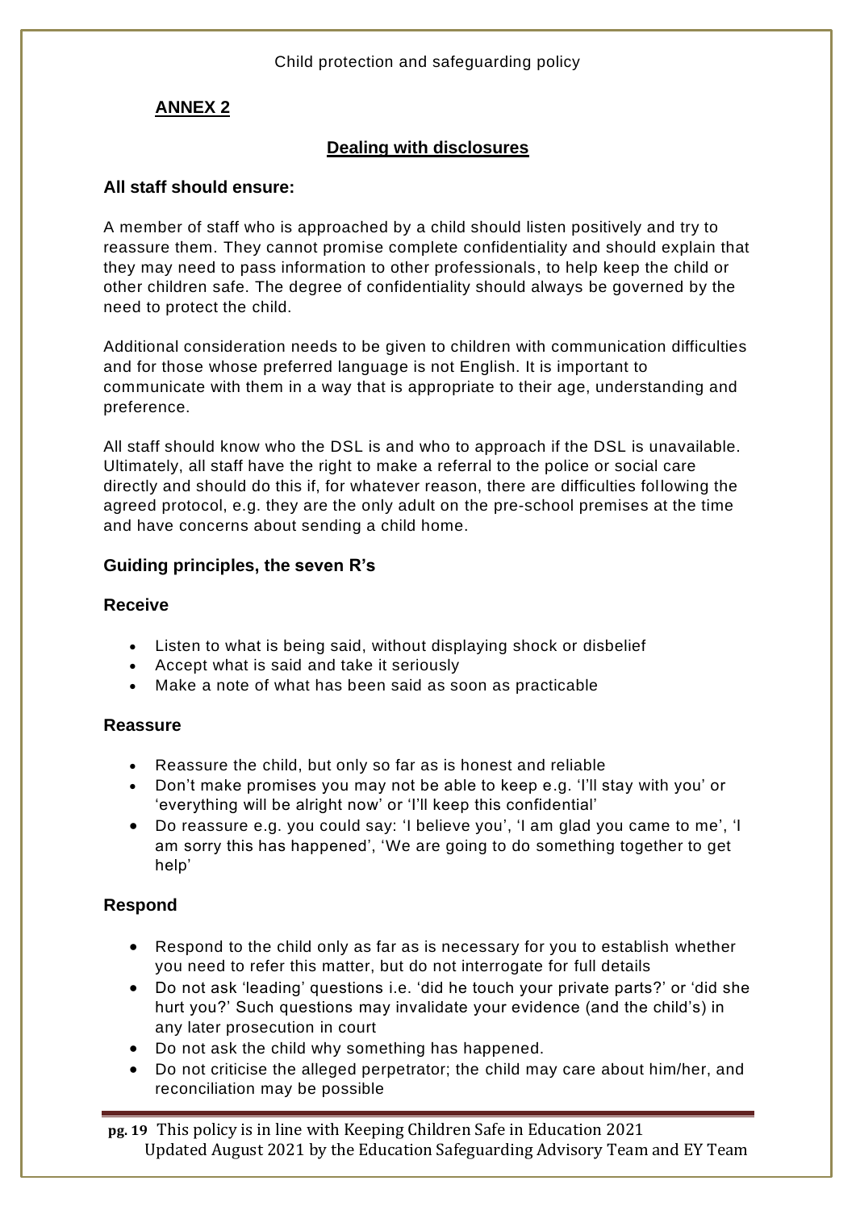## ANNEX 2

### Dealing with disclosures

**All staff should ensure:**

A member of staff who is approached by a child should listen positively and try to reassure them. They cannot promise complete confidentiality and should explain that they may need to pass information to other professionals, to help keep the child or other children safe. The degree of confidentiality should always be governed by the need to protect the child.

Additional consideration needs to be given to children with communication difficulties and for those whose preferred language is not English. It is important to communicate with them in a way that is appropriate to their age, understanding and preference.

All staff should know who the DSL is and who to approach if the DSL is unavailable. Ultimately, all staff have the right to make a referral to the police or social care directly and should do this if, for whatever reason, there are difficulties following the agreed protocol, e.g. they are the only adult on the pre-school premises at the time and have concerns about sending a child home.

### Guiding principles, the seven R's

#### Receive

- Listen to what is being said, without displaying shock or disbelief
- Accept what is said and take it seriously
- Make a note of what has been said as soon as practicable

#### Reassure

- Reassure the child, but only so far as is honest and reliable
- Don't make promises you may not be able to keep e.g. 'I'll stay with you' or 'everything will be alright now' or 'I'll keep this confidential'
- Do reassure e.g. you could say: 'I believe you', 'I am glad you came to me', 'I am sorry this has happened', 'We are going to do something together to get help'

#### Respond

- Respond to the child only as far as is necessary for you to establish whether you need to refer this matter, but do not interrogate for full details
- Do not ask 'leading' questions i.e. 'did he touch your private parts?' or 'did she hurt you?' Such questions may invalidate your evidence (and the child's) in any later prosecution in court
- Do not ask the child why something has happened.
- Do not criticise the alleged perpetrator; the child may care about him/her, and reconciliation may be possible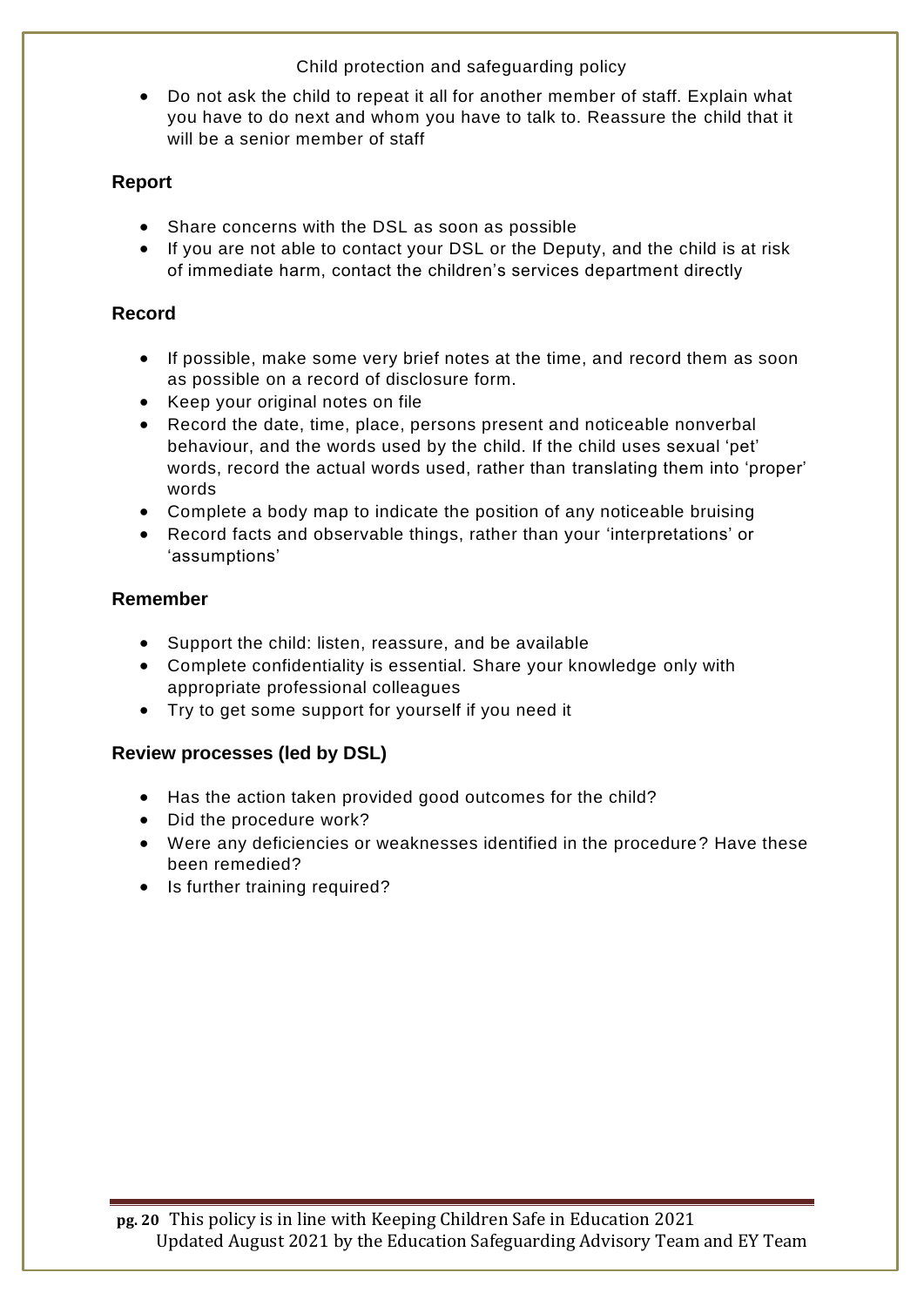- Do not ask the child to repeat it all for another member of staff. Explain what you have to do next and whom you have to talk to. Reassure the child that it will be a senior member of staff

### Report

- Share concerns with the DSL as soon as possible
- If you are not able to contact your DSL or the Deputy, and the child is at risk of immediate harm, contact the children's services department directly

### Record

- If possible, make some very brief notes at the time, and record them as soon as possible on a record of disclosure form.
- Keep your original notes on file
- Record the date, time, place, persons present and noticeable nonverbal behaviour, and the words used by the child. If the child uses sexual 'pet' words, record the actual words used, rather than translating them into 'proper' words
- Complete a body map to indicate the position of any noticeable bruising
- Record facts and observable things, rather than your 'interpretations' or 'assumptions'

### Remember

- Support the child: listen, reassure, and be available
- Complete confidentiality is essential. Share your knowledge only with appropriate professional colleagues
- Try to get some support for yourself if you need it

### Review processes (led by DSL)

- Has the action taken provided good outcomes for the child?
- Did the procedure work?
- Were any deficiencies or weaknesses identified in the procedure? Have these been remedied?
- Is further training required?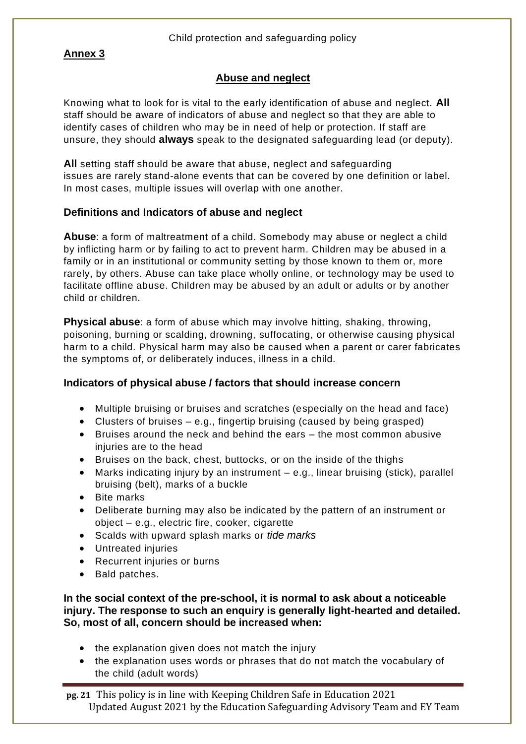**Annex 3**

## Abuse and neglect

Knowing what to look for is vital to the early identification of abuse and neglect. **All** staff should be aware of indicators of abuse and neglect so that they are able to identify cases of children who may be in need of help or protection. If staff are unsure, they should **always** speak to the designated safeguarding lead (or deputy).

**All** setting staff should be aware that abuse, neglect and safeguarding issues are rarely stand-alone events that can be covered by one definition or label. In most cases, multiple issues will overlap with one another.

### Definitions and Indicators of abuse and neglect

**Abuse**: a form of maltreatment of a child. Somebody may abuse or neglect a child by inflicting harm or by failing to act to prevent harm. Children may be abused in a family or in an institutional or community setting by those known to them or, more rarely, by others. Abuse can take place wholly online, or technology may be used to facilitate offline abuse. Children may be abused by an adult or adults or by another child or children.

**Physical abuse**: a form of abuse which may involve hitting, shaking, throwing, poisoning, burning or scalding, drowning, suffocating, or otherwise causing physical harm to a child. Physical harm may also be caused when a parent or carer fabricates the symptoms of, or deliberately induces, illness in a child.

### Indicators of physical abuse / factors that should increase concern

- Multiple bruising or bruises and scratches (especially on the head and face)
- Clusters of bruises – e.g., fingertip bruising (caused by being grasped)
- Bruises around the neck and behind the ears – the most common abusive injuries are to the head
- Bruises on the back, chest, buttocks, or on the inside of the thighs
- Marks indicating injury by an instrument – e.g., linear bruising (stick), parallel bruising (belt), marks of a buckle
- Bite marks
- Deliberate burning may also be indicated by the pattern of an instrument or object – e.g., electric fire, cooker, cigarette
- Scalds with upward splash marks or *tide marks*
- Untreated injuries
- Recurrent injuries or burns
- Bald patches.

**In the social context of the pre-school, it is normal to ask about a noticeable injury. The response to such an enquiry is generally light-hearted and detailed. So, most of all, concern should be increased when:**

- the explanation given does not match the injury
- the explanation uses words or phrases that do not match the vocabulary of the child (adult words)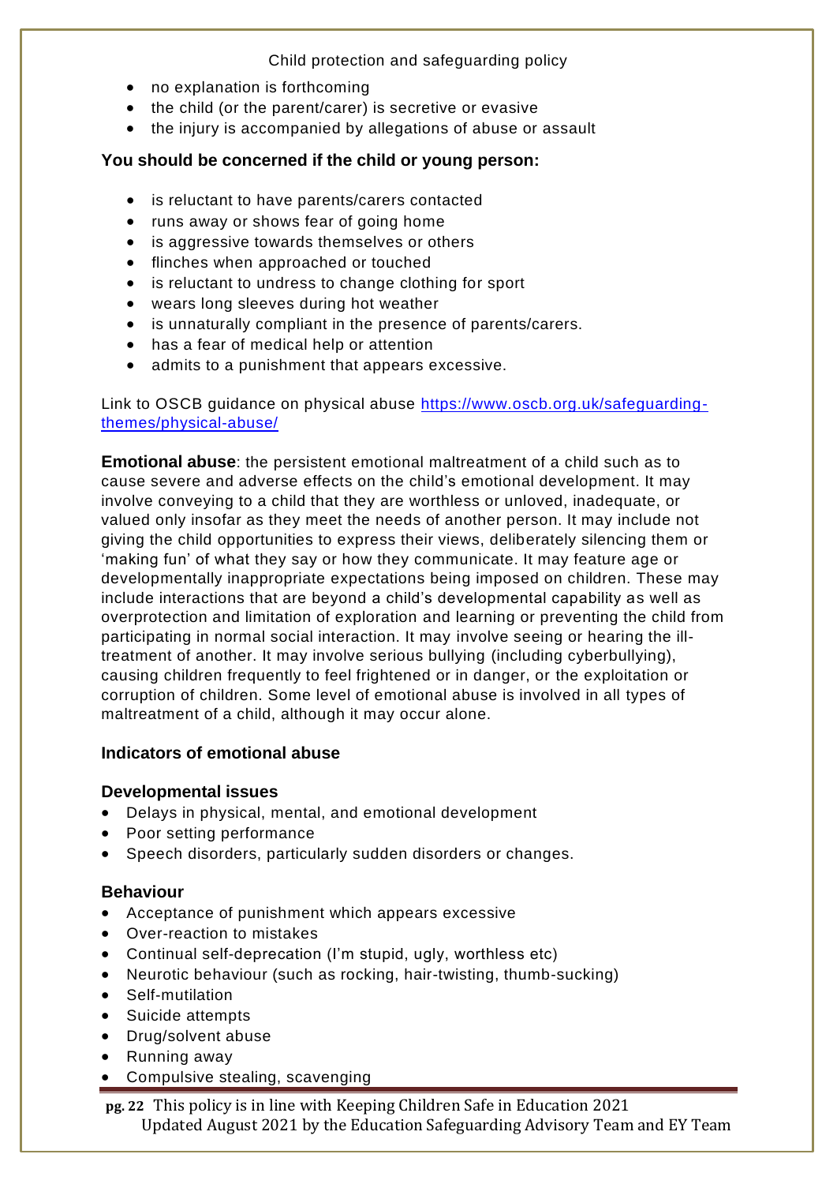- no explanation is forthcoming
- the child (or the parent/carer) is secretive or evasive
- the injury is accompanied by allegations of abuse or assault

**You should be concerned if the child or young person:**

- is reluctant to have parents/carers contacted
- runs away or shows fear of going home
- is aggressive towards themselves or others
- flinches when approached or touched
- is reluctant to undress to change clothing for sport
- wears long sleeves during hot weather
- is unnaturally compliant in the presence of parents/carers.
- has a fear of medical help or attention
- admits to a punishment that appears excessive.

Link to OSCB guidance on physical abuse [https://www.oscb.org.uk/safeguarding-themes/physical-abuse/](https://www.oscb.org.uk/safeguarding-themes/physical-abuse/)

**Emotional abuse**: the persistent emotional maltreatment of a child such as to cause severe and adverse effects on the child's emotional development. It may involve conveying to a child that they are worthless or unloved, inadequate, or valued only insofar as they meet the needs of another person. It may include not giving the child opportunities to express their views, deliberately silencing them or 'making fun' of what they say or how they communicate. It may feature age or developmentally inappropriate expectations being imposed on children. These may include interactions that are beyond a child's developmental capability as well as overprotection and limitation of exploration and learning or preventing the child from participating in normal social interaction. It may involve seeing or hearing the ill-treatment of another. It may involve serious bullying (including cyberbullying), causing children frequently to feel frightened or in danger, or the exploitation or corruption of children. Some level of emotional abuse is involved in all types of maltreatment of a child, although it may occur alone.

### Indicators of emotional abuse

#### Developmental issues

- Delays in physical, mental, and emotional development
- Poor setting performance
- Speech disorders, particularly sudden disorders or changes.

#### Behaviour

- Acceptance of punishment which appears excessive
- Over-reaction to mistakes
- Continual self-deprecation (I'm stupid, ugly, worthless etc)
- Neurotic behaviour (such as rocking, hair-twisting, thumb-sucking)
- Self-mutilation
- Suicide attempts
- Drug/solvent abuse
- Running away
- Compulsive stealing, scavenging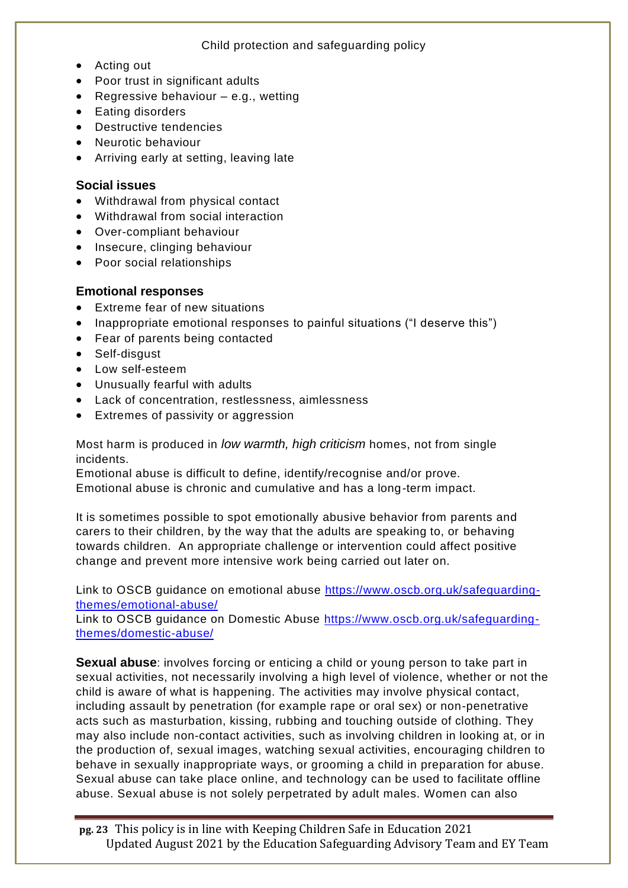- Acting out
- Poor trust in significant adults
- Regressive behaviour – e.g., wetting
- Eating disorders
- Destructive tendencies
- Neurotic behaviour
- Arriving early at setting, leaving late

**Social issues**

- Withdrawal from physical contact
- Withdrawal from social interaction
- Over-compliant behaviour
- Insecure, clinging behaviour
- Poor social relationships

**Emotional responses**

- Extreme fear of new situations
- Inappropriate emotional responses to painful situations ("I deserve this")
- Fear of parents being contacted
- Self-disgust
- Low self-esteem
- Unusually fearful with adults
- Lack of concentration, restlessness, aimlessness
- Extremes of passivity or aggression

Most harm is produced in *low warmth, high criticism* homes, not from single incidents.
Emotional abuse is difficult to define, identify/recognise and/or prove.
Emotional abuse is chronic and cumulative and has a long-term impact.

It is sometimes possible to spot emotionally abusive behavior from parents and carers to their children, by the way that the adults are speaking to, or behaving towards children. An appropriate challenge or intervention could affect positive change and prevent more intensive work being carried out later on.

Link to OSCB guidance on emotional abuse [https://www.oscb.org.uk/safeguarding-themes/emotional-abuse/](https://www.oscb.org.uk/safeguarding-themes/emotional-abuse/)
Link to OSCB guidance on Domestic Abuse [https://www.oscb.org.uk/safeguarding-themes/domestic-abuse/](https://www.oscb.org.uk/safeguarding-themes/domestic-abuse/)

**Sexual abuse**: involves forcing or enticing a child or young person to take part in sexual activities, not necessarily involving a high level of violence, whether or not the child is aware of what is happening. The activities may involve physical contact, including assault by penetration (for example rape or oral sex) or non-penetrative acts such as masturbation, kissing, rubbing and touching outside of clothing. They may also include non-contact activities, such as involving children in looking at, or in the production of, sexual images, watching sexual activities, encouraging children to behave in sexually inappropriate ways, or grooming a child in preparation for abuse. Sexual abuse can take place online, and technology can be used to facilitate offline abuse. Sexual abuse is not solely perpetrated by adult males. Women can also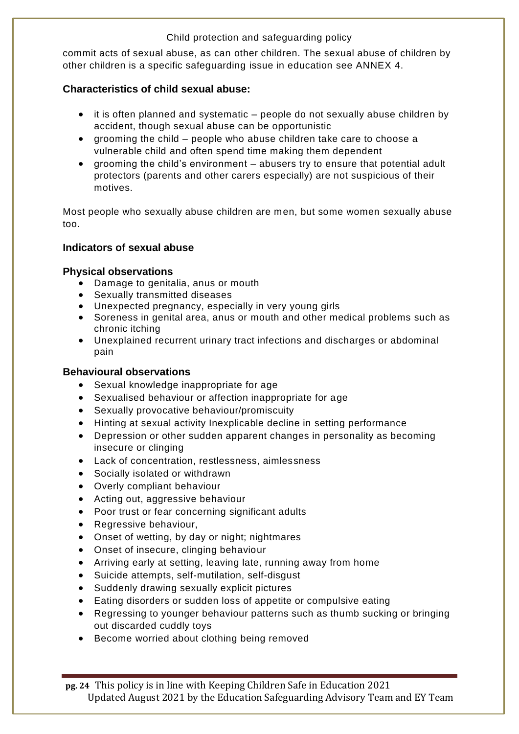commit acts of sexual abuse, as can other children. The sexual abuse of children by other children is a specific safeguarding issue in education see ANNEX 4.

### Characteristics of child sexual abuse:

- it is often planned and systematic – people do not sexually abuse children by accident, though sexual abuse can be opportunistic
- grooming the child – people who abuse children take care to choose a vulnerable child and often spend time making them dependent
- grooming the child's environment – abusers try to ensure that potential adult protectors (parents and other carers especially) are not suspicious of their motives.

Most people who sexually abuse children are men, but some women sexually abuse too.

### Indicators of sexual abuse

#### Physical observations

- Damage to genitalia, anus or mouth
- Sexually transmitted diseases
- Unexpected pregnancy, especially in very young girls
- Soreness in genital area, anus or mouth and other medical problems such as chronic itching
- Unexplained recurrent urinary tract infections and discharges or abdominal pain

#### Behavioural observations

- Sexual knowledge inappropriate for age
- Sexualised behaviour or affection inappropriate for age
- Sexually provocative behaviour/promiscuity
- Hinting at sexual activity Inexplicable decline in setting performance
- Depression or other sudden apparent changes in personality as becoming insecure or clinging
- Lack of concentration, restlessness, aimlessness
- Socially isolated or withdrawn
- Overly compliant behaviour
- Acting out, aggressive behaviour
- Poor trust or fear concerning significant adults
- Regressive behaviour,
- Onset of wetting, by day or night; nightmares
- Onset of insecure, clinging behaviour
- Arriving early at setting, leaving late, running away from home
- Suicide attempts, self-mutilation, self-disgust
- Suddenly drawing sexually explicit pictures
- Eating disorders or sudden loss of appetite or compulsive eating
- Regressing to younger behaviour patterns such as thumb sucking or bringing out discarded cuddly toys
- Become worried about clothing being removed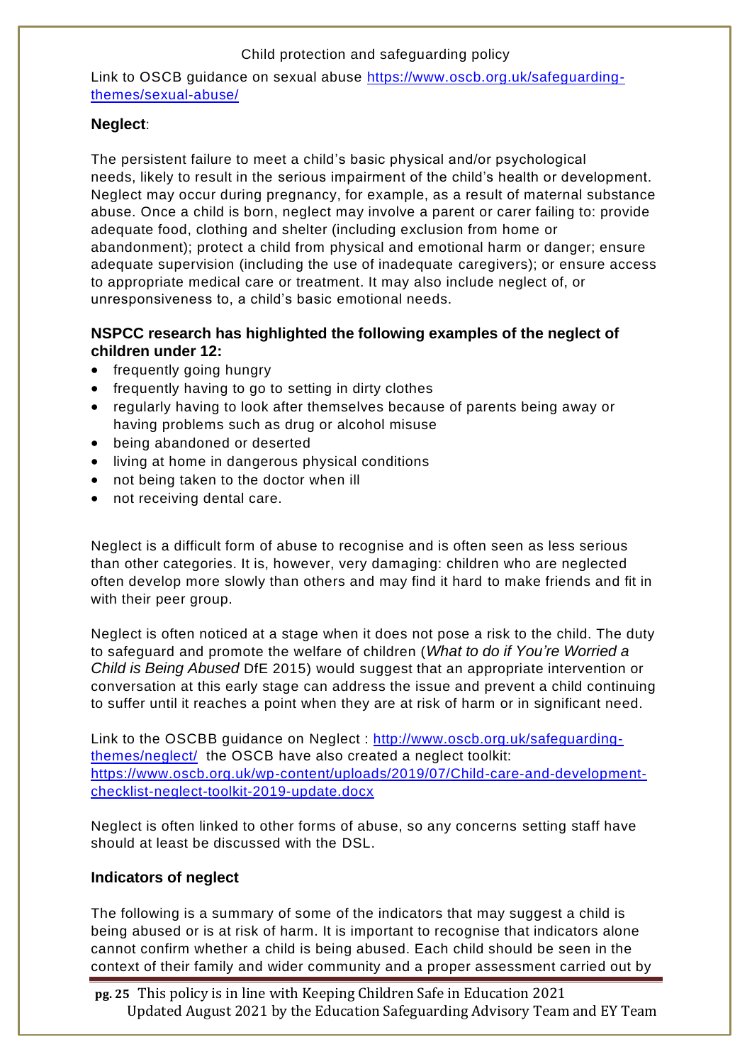Link to OSCB guidance on sexual abuse [https://www.oscb.org.uk/safeguarding-themes/sexual-abuse/](https://www.oscb.org.uk/safeguarding-themes/sexual-abuse/)

### Neglect:

The persistent failure to meet a child's basic physical and/or psychological needs, likely to result in the serious impairment of the child's health or development. Neglect may occur during pregnancy, for example, as a result of maternal substance abuse. Once a child is born, neglect may involve a parent or carer failing to: provide adequate food, clothing and shelter (including exclusion from home or abandonment); protect a child from physical and emotional harm or danger; ensure adequate supervision (including the use of inadequate caregivers); or ensure access to appropriate medical care or treatment. It may also include neglect of, or unresponsiveness to, a child's basic emotional needs.

### NSPCC research has highlighted the following examples of the neglect of children under 12:

- frequently going hungry
- frequently having to go to setting in dirty clothes
- regularly having to look after themselves because of parents being away or having problems such as drug or alcohol misuse
- being abandoned or deserted
- living at home in dangerous physical conditions
- not being taken to the doctor when ill
- not receiving dental care.

Neglect is a difficult form of abuse to recognise and is often seen as less serious than other categories. It is, however, very damaging: children who are neglected often develop more slowly than others and may find it hard to make friends and fit in with their peer group.

Neglect is often noticed at a stage when it does not pose a risk to the child. The duty to safeguard and promote the welfare of children (*What to do if You're Worried a Child is Being Abused* DfE 2015) would suggest that an appropriate intervention or conversation at this early stage can address the issue and prevent a child continuing to suffer until it reaches a point when they are at risk of harm or in significant need.

Link to the OSCBB guidance on Neglect : [http://www.oscb.org.uk/safeguarding-themes/neglect/](http://www.oscb.org.uk/safeguarding-themes/neglect/) the OSCB have also created a neglect toolkit: [https://www.oscb.org.uk/wp-content/uploads/2019/07/Child-care-and-development-checklist-neglect-toolkit-2019-update.docx](https://www.oscb.org.uk/wp-content/uploads/2019/07/Child-care-and-development-checklist-neglect-toolkit-2019-update.docx)

Neglect is often linked to other forms of abuse, so any concerns setting staff have should at least be discussed with the DSL.

### Indicators of neglect

The following is a summary of some of the indicators that may suggest a child is being abused or is at risk of harm. It is important to recognise that indicators alone cannot confirm whether a child is being abused. Each child should be seen in the context of their family and wider community and a proper assessment carried out by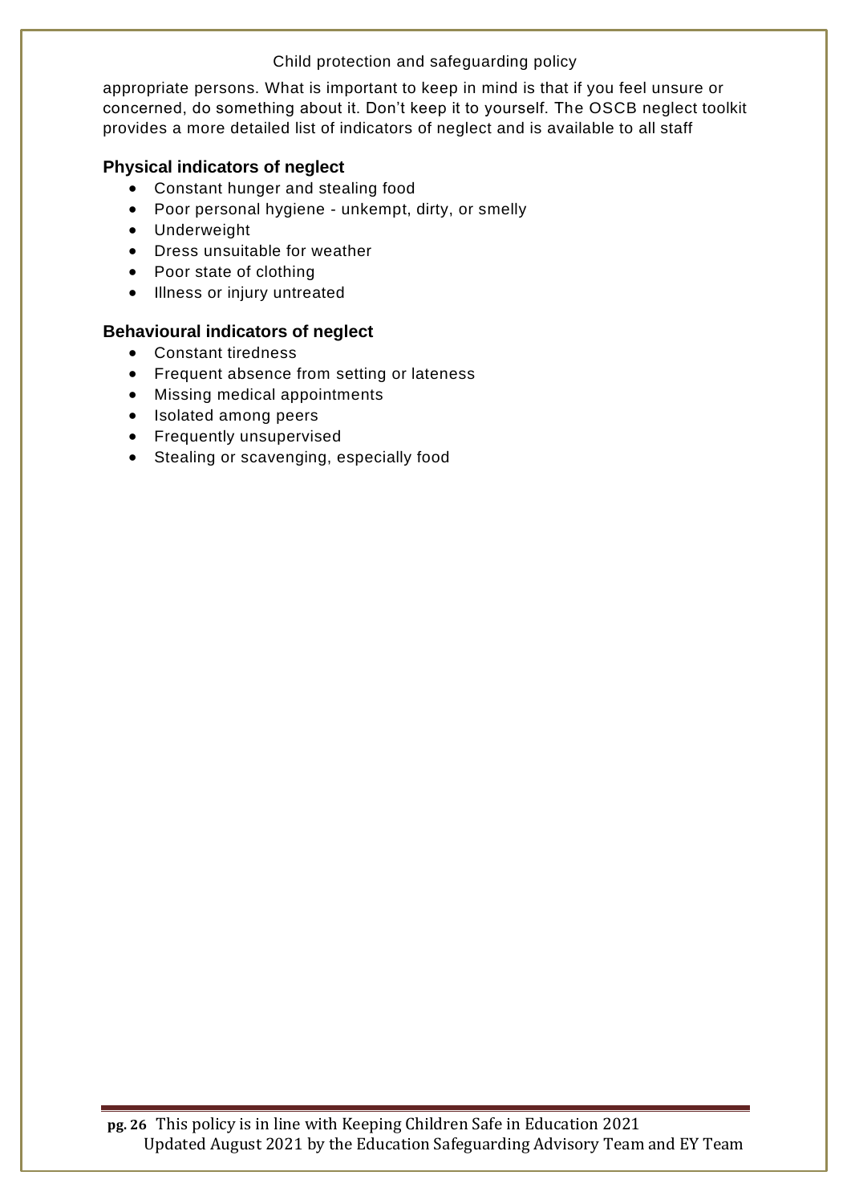appropriate persons. What is important to keep in mind is that if you feel unsure or concerned, do something about it. Don't keep it to yourself. The OSCB neglect toolkit provides a more detailed list of indicators of neglect and is available to all staff

### Physical indicators of neglect

- Constant hunger and stealing food
- Poor personal hygiene - unkempt, dirty, or smelly
- Underweight
- Dress unsuitable for weather
- Poor state of clothing
- Illness or injury untreated

### Behavioural indicators of neglect

- Constant tiredness
- Frequent absence from setting or lateness
- Missing medical appointments
- Isolated among peers
- Frequently unsupervised
- Stealing or scavenging, especially food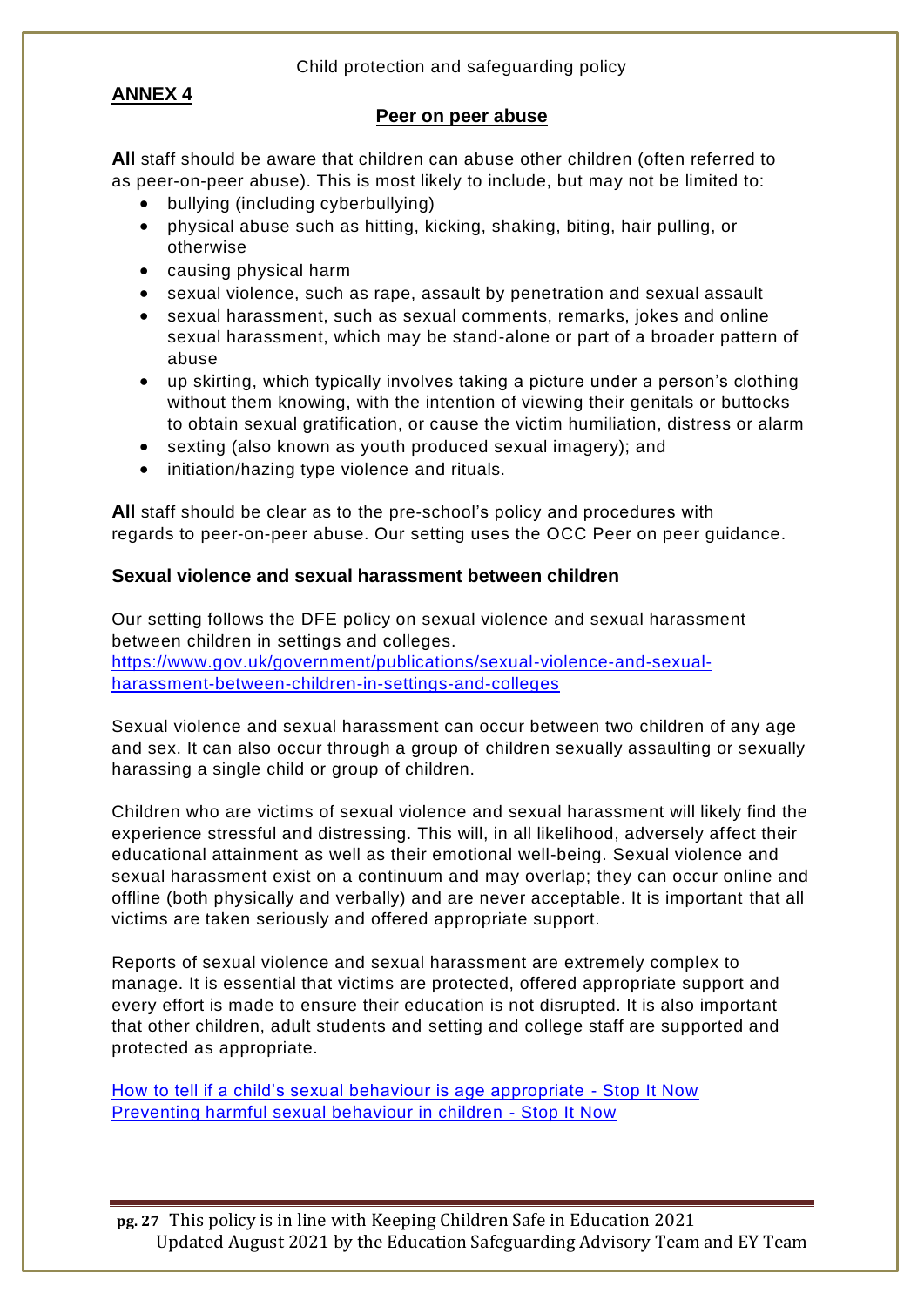## ANNEX 4

### Peer on peer abuse

**All** staff should be aware that children can abuse other children (often referred to as peer-on-peer abuse). This is most likely to include, but may not be limited to:

- bullying (including cyberbullying)
- physical abuse such as hitting, kicking, shaking, biting, hair pulling, or otherwise
- causing physical harm
- sexual violence, such as rape, assault by penetration and sexual assault
- sexual harassment, such as sexual comments, remarks, jokes and online sexual harassment, which may be stand-alone or part of a broader pattern of abuse
- up skirting, which typically involves taking a picture under a person's clothing without them knowing, with the intention of viewing their genitals or buttocks to obtain sexual gratification, or cause the victim humiliation, distress or alarm
- sexting (also known as youth produced sexual imagery); and
- initiation/hazing type violence and rituals.

**All** staff should be clear as to the pre-school's policy and procedures with regards to peer-on-peer abuse. Our setting uses the OCC Peer on peer guidance.

### Sexual violence and sexual harassment between children

Our setting follows the DFE policy on sexual violence and sexual harassment between children in settings and colleges.
[https://www.gov.uk/government/publications/sexual-violence-and-sexual-harassment-between-children-in-settings-and-colleges](https://www.gov.uk/government/publications/sexual-violence-and-sexual-harassment-between-children-in-settings-and-colleges)

Sexual violence and sexual harassment can occur between two children of any age and sex. It can also occur through a group of children sexually assaulting or sexually harassing a single child or group of children.

Children who are victims of sexual violence and sexual harassment will likely find the experience stressful and distressing. This will, in all likelihood, adversely affect their educational attainment as well as their emotional well-being. Sexual violence and sexual harassment exist on a continuum and may overlap; they can occur online and offline (both physically and verbally) and are never acceptable. It is important that all victims are taken seriously and offered appropriate support.

Reports of sexual violence and sexual harassment are extremely complex to manage. It is essential that victims are protected, offered appropriate support and every effort is made to ensure their education is not disrupted. It is also important that other children, adult students and setting and college staff are supported and protected as appropriate.

How to tell if a child's sexual behaviour is age appropriate - Stop It Now
Preventing harmful sexual behaviour in children - Stop It Now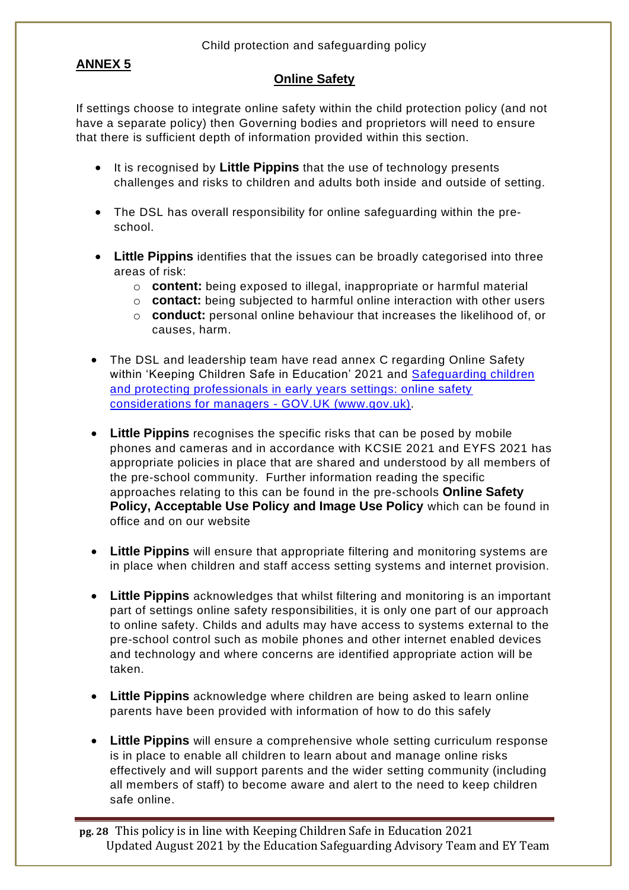## ANNEX 5

### Online Safety

If settings choose to integrate online safety within the child protection policy (and not have a separate policy) then Governing bodies and proprietors will need to ensure that there is sufficient depth of information provided within this section.

- It is recognised by **Little Pippins** that the use of technology presents challenges and risks to children and adults both inside and outside of setting.
- The DSL has overall responsibility for online safeguarding within the pre-school.
- **Little Pippins** identifies that the issues can be broadly categorised into three areas of risk:
    - **content:** being exposed to illegal, inappropriate or harmful material
    - **contact:** being subjected to harmful online interaction with other users
    - **conduct:** personal online behaviour that increases the likelihood of, or causes, harm.
- The DSL and leadership team have read annex C regarding Online Safety within 'Keeping Children Safe in Education' 2021 and Safeguarding children and protecting professionals in early years settings: online safety considerations for managers - GOV.UK (www.gov.uk).
- **Little Pippins** recognises the specific risks that can be posed by mobile phones and cameras and in accordance with KCSIE 2021 and EYFS 2021 has appropriate policies in place that are shared and understood by all members of the pre-school community. Further information reading the specific approaches relating to this can be found in the pre-schools **Online Safety Policy, Acceptable Use Policy and Image Use Policy** which can be found in office and on our website
- **Little Pippins** will ensure that appropriate filtering and monitoring systems are in place when children and staff access setting systems and internet provision.
- **Little Pippins** acknowledges that whilst filtering and monitoring is an important part of settings online safety responsibilities, it is only one part of our approach to online safety. Childs and adults may have access to systems external to the pre-school control such as mobile phones and other internet enabled devices and technology and where concerns are identified appropriate action will be taken.
- **Little Pippins** acknowledge where children are being asked to learn online parents have been provided with information of how to do this safely
- **Little Pippins** will ensure a comprehensive whole setting curriculum response is in place to enable all children to learn about and manage online risks effectively and will support parents and the wider setting community (including all members of staff) to become aware and alert to the need to keep children safe online.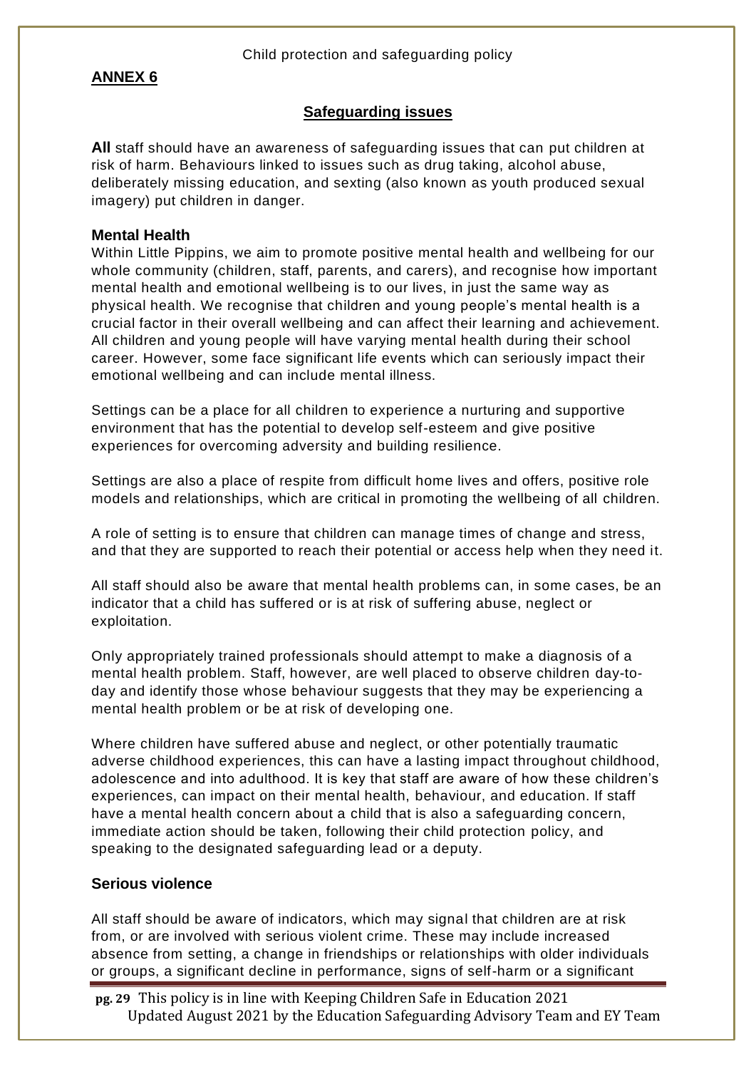## ANNEX 6

### Safeguarding issues

**All** staff should have an awareness of safeguarding issues that can put children at risk of harm. Behaviours linked to issues such as drug taking, alcohol abuse, deliberately missing education, and sexting (also known as youth produced sexual imagery) put children in danger.

#### Mental Health

Within Little Pippins, we aim to promote positive mental health and wellbeing for our whole community (children, staff, parents, and carers), and recognise how important mental health and emotional wellbeing is to our lives, in just the same way as physical health. We recognise that children and young people's mental health is a crucial factor in their overall wellbeing and can affect their learning and achievement. All children and young people will have varying mental health during their school career. However, some face significant life events which can seriously impact their emotional wellbeing and can include mental illness.

Settings can be a place for all children to experience a nurturing and supportive environment that has the potential to develop self-esteem and give positive experiences for overcoming adversity and building resilience.

Settings are also a place of respite from difficult home lives and offers, positive role models and relationships, which are critical in promoting the wellbeing of all children.

A role of setting is to ensure that children can manage times of change and stress, and that they are supported to reach their potential or access help when they need it.

All staff should also be aware that mental health problems can, in some cases, be an indicator that a child has suffered or is at risk of suffering abuse, neglect or exploitation.

Only appropriately trained professionals should attempt to make a diagnosis of a mental health problem. Staff, however, are well placed to observe children day-to-day and identify those whose behaviour suggests that they may be experiencing a mental health problem or be at risk of developing one.

Where children have suffered abuse and neglect, or other potentially traumatic adverse childhood experiences, this can have a lasting impact throughout childhood, adolescence and into adulthood. It is key that staff are aware of how these children's experiences, can impact on their mental health, behaviour, and education. If staff have a mental health concern about a child that is also a safeguarding concern, immediate action should be taken, following their child protection policy, and speaking to the designated safeguarding lead or a deputy.

#### Serious violence

All staff should be aware of indicators, which may signal that children are at risk from, or are involved with serious violent crime. These may include increased absence from setting, a change in friendships or relationships with older individuals or groups, a significant decline in performance, signs of self-harm or a significant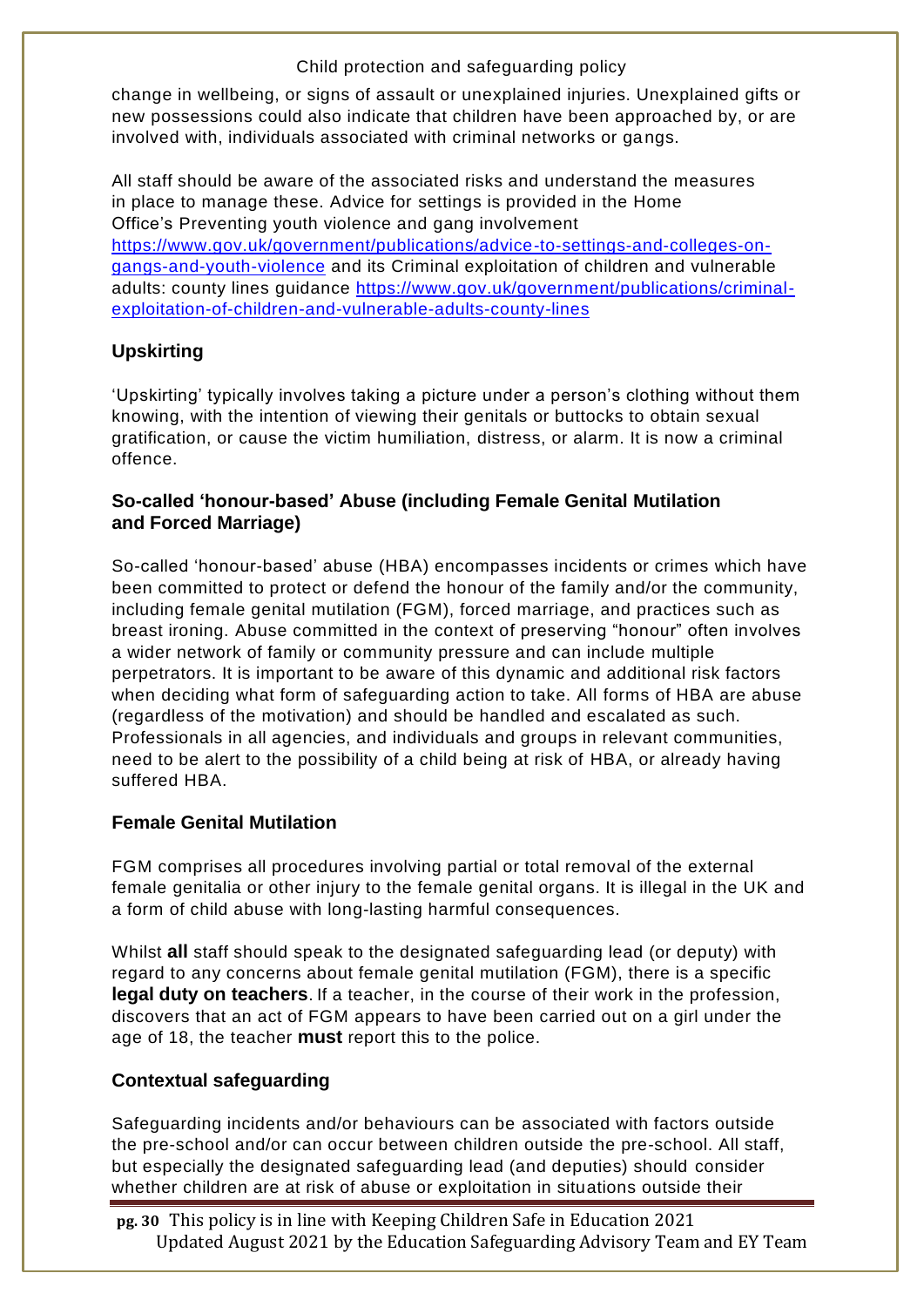change in wellbeing, or signs of assault or unexplained injuries. Unexplained gifts or new possessions could also indicate that children have been approached by, or are involved with, individuals associated with criminal networks or gangs.

All staff should be aware of the associated risks and understand the measures in place to manage these. Advice for settings is provided in the Home Office's Preventing youth violence and gang involvement https://www.gov.uk/government/publications/advice-to-settings-and-colleges-on-gangs-and-youth-violence and its Criminal exploitation of children and vulnerable adults: county lines guidance https://www.gov.uk/government/publications/criminal-exploitation-of-children-and-vulnerable-adults-county-lines

## Upskirting

'Upskirting' typically involves taking a picture under a person's clothing without them knowing, with the intention of viewing their genitals or buttocks to obtain sexual gratification, or cause the victim humiliation, distress, or alarm. It is now a criminal offence.

## So-called 'honour-based' Abuse (including Female Genital Mutilation and Forced Marriage)

So-called 'honour-based' abuse (HBA) encompasses incidents or crimes which have been committed to protect or defend the honour of the family and/or the community, including female genital mutilation (FGM), forced marriage, and practices such as breast ironing. Abuse committed in the context of preserving "honour" often involves a wider network of family or community pressure and can include multiple perpetrators. It is important to be aware of this dynamic and additional risk factors when deciding what form of safeguarding action to take. All forms of HBA are abuse (regardless of the motivation) and should be handled and escalated as such. Professionals in all agencies, and individuals and groups in relevant communities, need to be alert to the possibility of a child being at risk of HBA, or already having suffered HBA.

## Female Genital Mutilation

FGM comprises all procedures involving partial or total removal of the external female genitalia or other injury to the female genital organs. It is illegal in the UK and a form of child abuse with long-lasting harmful consequences.

Whilst **all** staff should speak to the designated safeguarding lead (or deputy) with regard to any concerns about female genital mutilation (FGM), there is a specific **legal duty on teachers**. If a teacher, in the course of their work in the profession, discovers that an act of FGM appears to have been carried out on a girl under the age of 18, the teacher **must** report this to the police.

## Contextual safeguarding

Safeguarding incidents and/or behaviours can be associated with factors outside the pre-school and/or can occur between children outside the pre-school. All staff, but especially the designated safeguarding lead (and deputies) should consider whether children are at risk of abuse or exploitation in situations outside their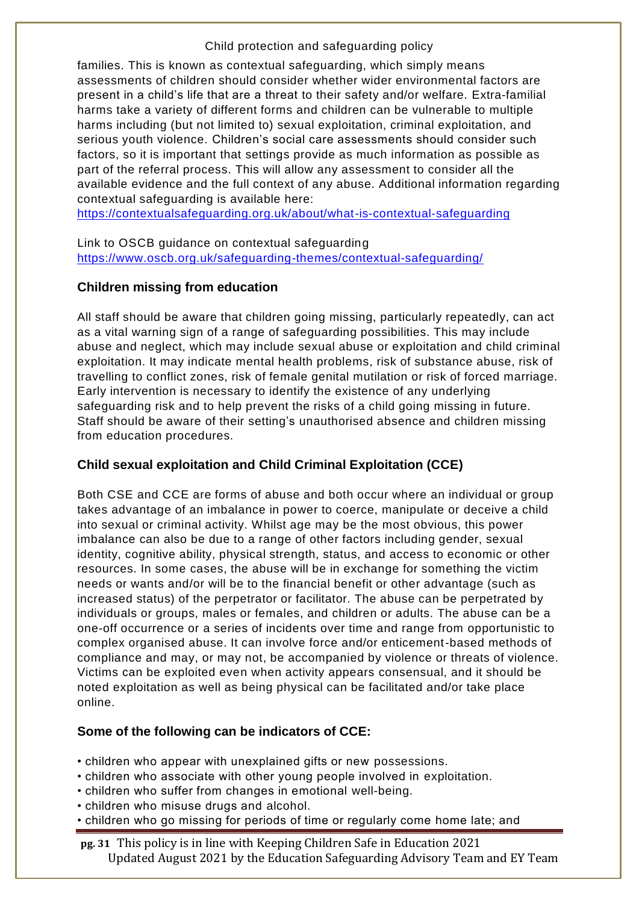families. This is known as contextual safeguarding, which simply means assessments of children should consider whether wider environmental factors are present in a child's life that are a threat to their safety and/or welfare. Extra-familial harms take a variety of different forms and children can be vulnerable to multiple harms including (but not limited to) sexual exploitation, criminal exploitation, and serious youth violence. Children's social care assessments should consider such factors, so it is important that settings provide as much information as possible as part of the referral process. This will allow any assessment to consider all the available evidence and the full context of any abuse. Additional information regarding contextual safeguarding is available here: https://contextualsafeguarding.org.uk/about/what-is-contextual-safeguarding

Link to OSCB guidance on contextual safeguarding https://www.oscb.org.uk/safeguarding-themes/contextual-safeguarding/

### Children missing from education

All staff should be aware that children going missing, particularly repeatedly, can act as a vital warning sign of a range of safeguarding possibilities. This may include abuse and neglect, which may include sexual abuse or exploitation and child criminal exploitation. It may indicate mental health problems, risk of substance abuse, risk of travelling to conflict zones, risk of female genital mutilation or risk of forced marriage. Early intervention is necessary to identify the existence of any underlying safeguarding risk and to help prevent the risks of a child going missing in future. Staff should be aware of their setting's unauthorised absence and children missing from education procedures.

### Child sexual exploitation and Child Criminal Exploitation (CCE)

Both CSE and CCE are forms of abuse and both occur where an individual or group takes advantage of an imbalance in power to coerce, manipulate or deceive a child into sexual or criminal activity. Whilst age may be the most obvious, this power imbalance can also be due to a range of other factors including gender, sexual identity, cognitive ability, physical strength, status, and access to economic or other resources. In some cases, the abuse will be in exchange for something the victim needs or wants and/or will be to the financial benefit or other advantage (such as increased status) of the perpetrator or facilitator. The abuse can be perpetrated by individuals or groups, males or females, and children or adults. The abuse can be a one-off occurrence or a series of incidents over time and range from opportunistic to complex organised abuse. It can involve force and/or enticement-based methods of compliance and may, or may not, be accompanied by violence or threats of violence. Victims can be exploited even when activity appears consensual, and it should be noted exploitation as well as being physical can be facilitated and/or take place online.

### Some of the following can be indicators of CCE:

- children who appear with unexplained gifts or new possessions.
- children who associate with other young people involved in exploitation.
- children who suffer from changes in emotional well-being.
- children who misuse drugs and alcohol.
- children who go missing for periods of time or regularly come home late; and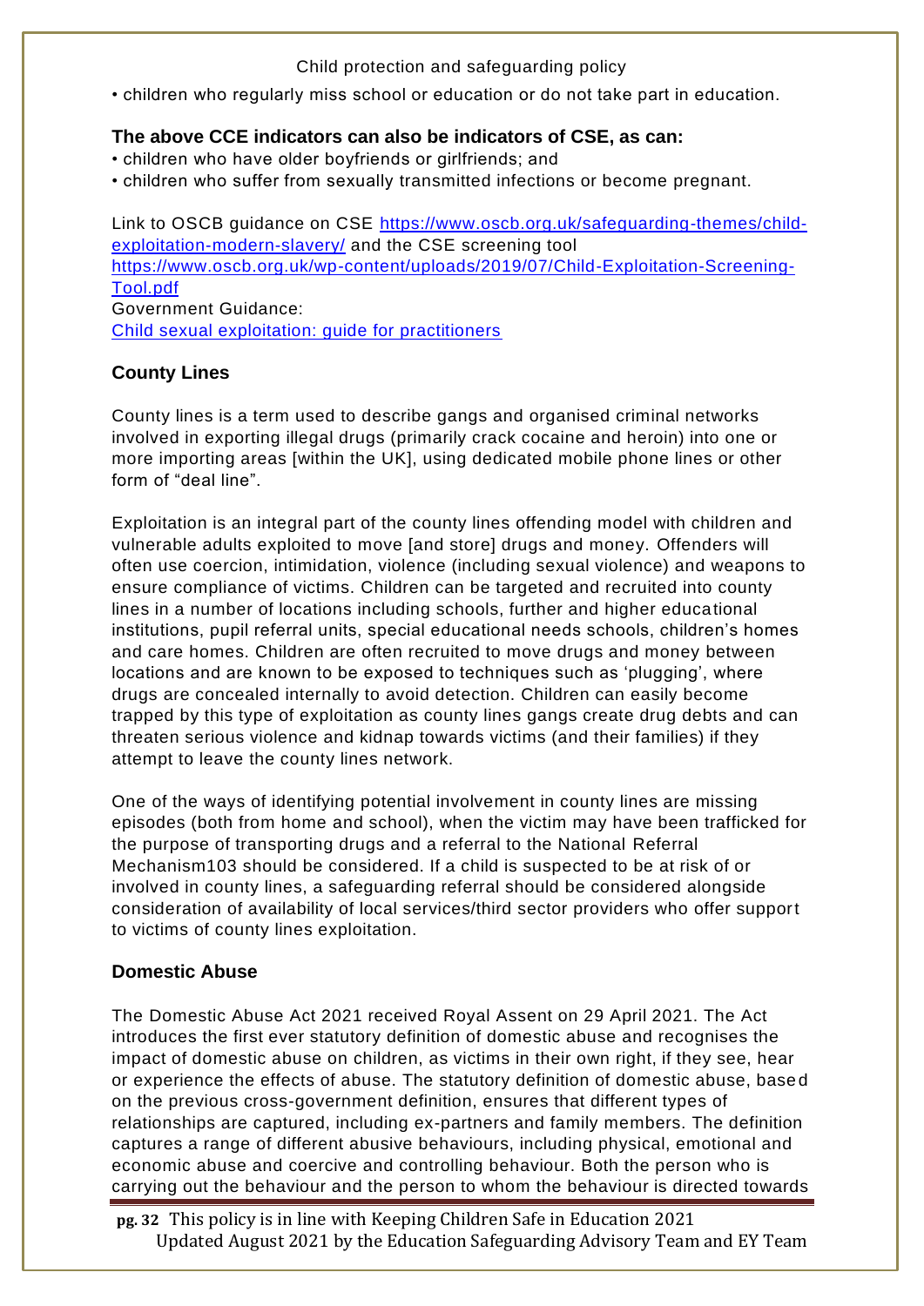• children who regularly miss school or education or do not take part in education.

**The above CCE indicators can also be indicators of CSE, as can:**

- children who have older boyfriends or girlfriends; and
- children who suffer from sexually transmitted infections or become pregnant.

Link to OSCB guidance on CSE https://www.oscb.org.uk/safeguarding-themes/child-exploitation-modern-slavery/ and the CSE screening tool https://www.oscb.org.uk/wp-content/uploads/2019/07/Child-Exploitation-Screening-Tool.pdf
Government Guidance:
[Child sexual exploitation: guide for practitioners]

### County Lines

County lines is a term used to describe gangs and organised criminal networks involved in exporting illegal drugs (primarily crack cocaine and heroin) into one or more importing areas [within the UK], using dedicated mobile phone lines or other form of "deal line".

Exploitation is an integral part of the county lines offending model with children and vulnerable adults exploited to move [and store] drugs and money. Offenders will often use coercion, intimidation, violence (including sexual violence) and weapons to ensure compliance of victims. Children can be targeted and recruited into county lines in a number of locations including schools, further and higher educational institutions, pupil referral units, special educational needs schools, children's homes and care homes. Children are often recruited to move drugs and money between locations and are known to be exposed to techniques such as 'plugging', where drugs are concealed internally to avoid detection. Children can easily become trapped by this type of exploitation as county lines gangs create drug debts and can threaten serious violence and kidnap towards victims (and their families) if they attempt to leave the county lines network.

One of the ways of identifying potential involvement in county lines are missing episodes (both from home and school), when the victim may have been trafficked for the purpose of transporting drugs and a referral to the National Referral Mechanism103 should be considered. If a child is suspected to be at risk of or involved in county lines, a safeguarding referral should be considered alongside consideration of availability of local services/third sector providers who offer support to victims of county lines exploitation.

### Domestic Abuse

The Domestic Abuse Act 2021 received Royal Assent on 29 April 2021. The Act introduces the first ever statutory definition of domestic abuse and recognises the impact of domestic abuse on children, as victims in their own right, if they see, hear or experience the effects of abuse. The statutory definition of domestic abuse, based on the previous cross-government definition, ensures that different types of relationships are captured, including ex-partners and family members. The definition captures a range of different abusive behaviours, including physical, emotional and economic abuse and coercive and controlling behaviour. Both the person who is carrying out the behaviour and the person to whom the behaviour is directed towards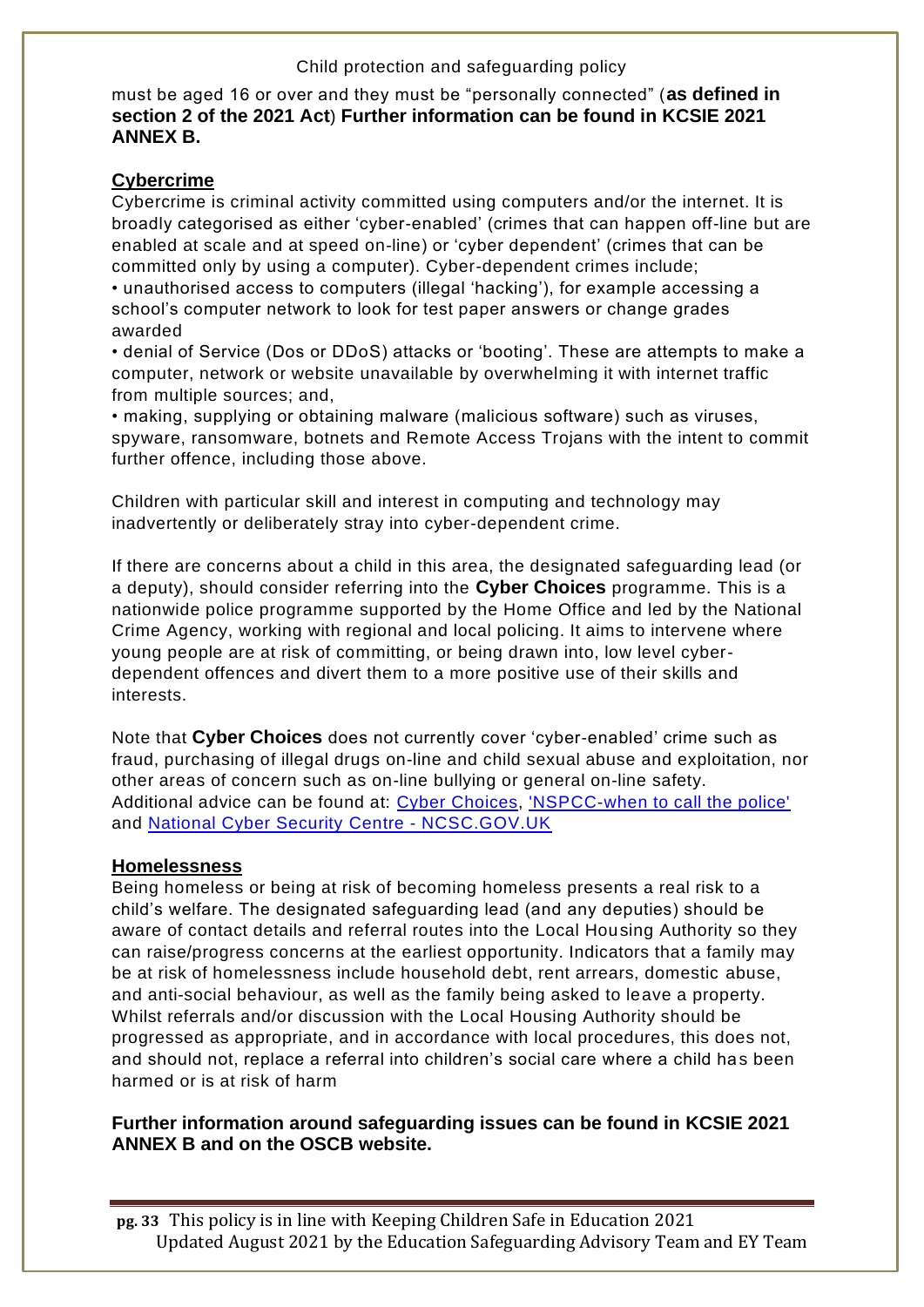must be aged 16 or over and they must be "personally connected" (**as defined in section 2 of the 2021 Act**) **Further information can be found in KCSIE 2021 ANNEX B.**

## Cybercrime

Cybercrime is criminal activity committed using computers and/or the internet. It is broadly categorised as either 'cyber-enabled' (crimes that can happen off-line but are enabled at scale and at speed on-line) or 'cyber dependent' (crimes that can be committed only by using a computer). Cyber-dependent crimes include;

- unauthorised access to computers (illegal 'hacking'), for example accessing a school's computer network to look for test paper answers or change grades awarded
- denial of Service (Dos or DDoS) attacks or 'booting'. These are attempts to make a computer, network or website unavailable by overwhelming it with internet traffic from multiple sources; and,
- making, supplying or obtaining malware (malicious software) such as viruses, spyware, ransomware, botnets and Remote Access Trojans with the intent to commit further offence, including those above.

Children with particular skill and interest in computing and technology may inadvertently or deliberately stray into cyber-dependent crime.

If there are concerns about a child in this area, the designated safeguarding lead (or a deputy), should consider referring into the **Cyber Choices** programme. This is a nationwide police programme supported by the Home Office and led by the National Crime Agency, working with regional and local policing. It aims to intervene where young people are at risk of committing, or being drawn into, low level cyber-dependent offences and divert them to a more positive use of their skills and interests.

Note that **Cyber Choices** does not currently cover 'cyber-enabled' crime such as fraud, purchasing of illegal drugs on-line and child sexual abuse and exploitation, nor other areas of concern such as on-line bullying or general on-line safety. Additional advice can be found at: Cyber Choices, 'NSPCC-when to call the police' and National Cyber Security Centre - NCSC.GOV.UK

## Homelessness

Being homeless or being at risk of becoming homeless presents a real risk to a child's welfare. The designated safeguarding lead (and any deputies) should be aware of contact details and referral routes into the Local Housing Authority so they can raise/progress concerns at the earliest opportunity. Indicators that a family may be at risk of homelessness include household debt, rent arrears, domestic abuse, and anti-social behaviour, as well as the family being asked to leave a property. Whilst referrals and/or discussion with the Local Housing Authority should be progressed as appropriate, and in accordance with local procedures, this does not, and should not, replace a referral into children's social care where a child has been harmed or is at risk of harm

**Further information around safeguarding issues can be found in KCSIE 2021 ANNEX B and on the OSCB website.**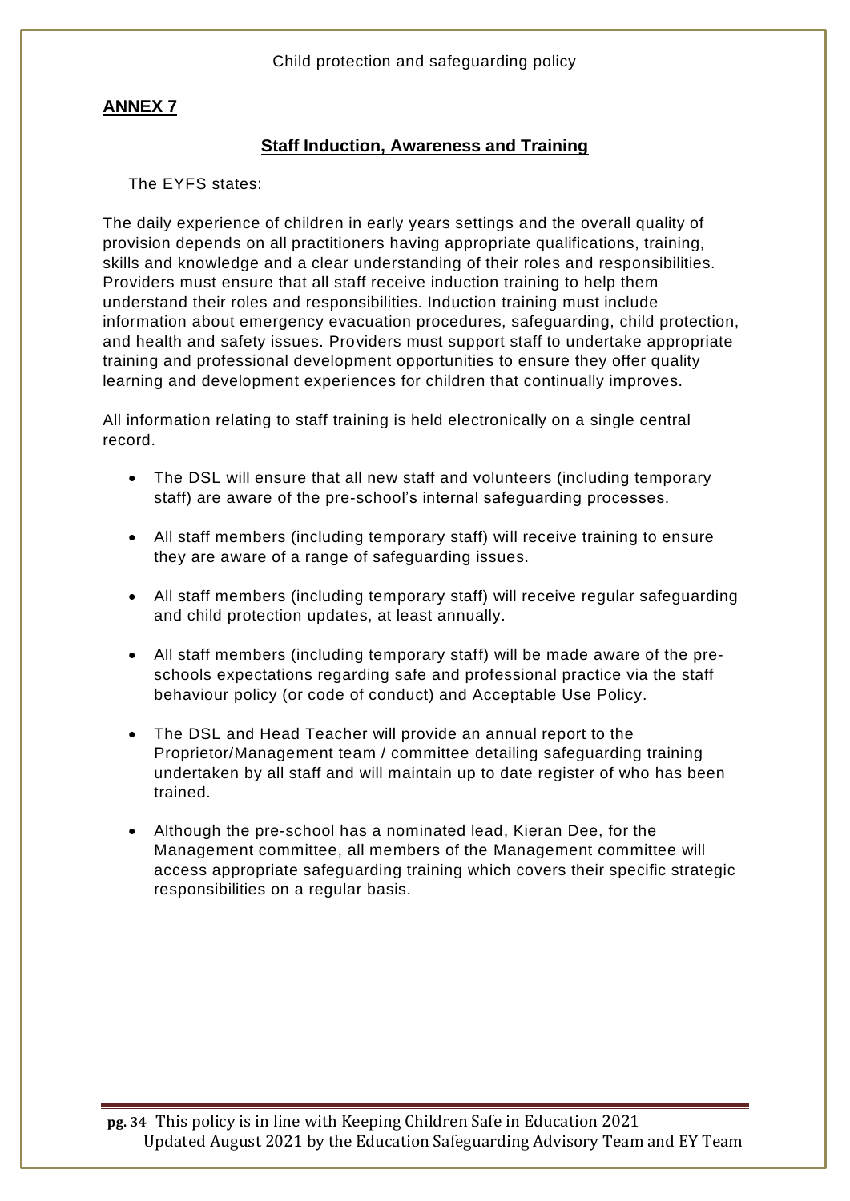## ANNEX 7

### Staff Induction, Awareness and Training

The EYFS states:

The daily experience of children in early years settings and the overall quality of provision depends on all practitioners having appropriate qualifications, training, skills and knowledge and a clear understanding of their roles and responsibilities. Providers must ensure that all staff receive induction training to help them understand their roles and responsibilities. Induction training must include information about emergency evacuation procedures, safeguarding, child protection, and health and safety issues. Providers must support staff to undertake appropriate training and professional development opportunities to ensure they offer quality learning and development experiences for children that continually improves.

All information relating to staff training is held electronically on a single central record.

- The DSL will ensure that all new staff and volunteers (including temporary staff) are aware of the pre-school's internal safeguarding processes.
- All staff members (including temporary staff) will receive training to ensure they are aware of a range of safeguarding issues.
- All staff members (including temporary staff) will receive regular safeguarding and child protection updates, at least annually.
- All staff members (including temporary staff) will be made aware of the pre-schools expectations regarding safe and professional practice via the staff behaviour policy (or code of conduct) and Acceptable Use Policy.
- The DSL and Head Teacher will provide an annual report to the Proprietor/Management team / committee detailing safeguarding training undertaken by all staff and will maintain up to date register of who has been trained.
- Although the pre-school has a nominated lead, Kieran Dee, for the Management committee, all members of the Management committee will access appropriate safeguarding training which covers their specific strategic responsibilities on a regular basis.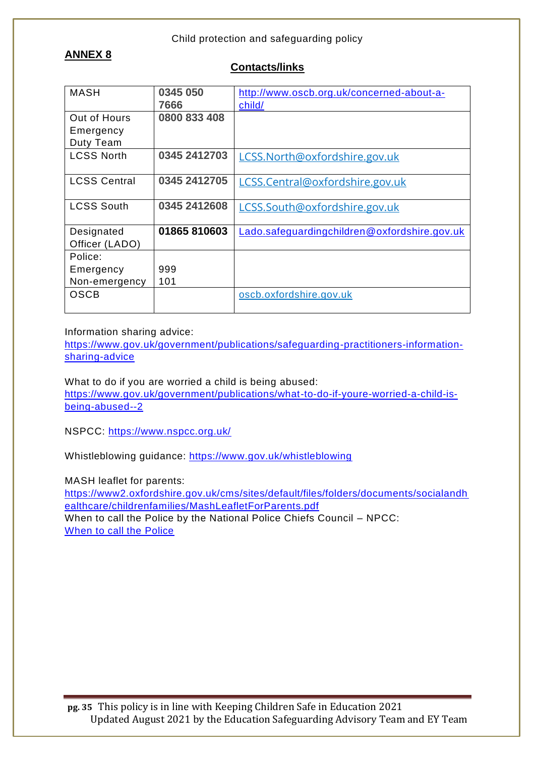## ANNEX 8

### Contacts/links

| | | |
|---|---|---|
| MASH | **0345 050 7666** | http://www.oscb.org.uk/concerned-about-a-child/ |
| Out of Hours Emergency Duty Team | **0800 833 408** | |
| LCSS North | **0345 2412703** | LCSS.North@oxfordshire.gov.uk |
| LCSS Central | **0345 2412705** | LCSS.Central@oxfordshire.gov.uk |
| LCSS South | **0345 2412608** | LCSS.South@oxfordshire.gov.uk |
| Designated Officer (LADO) | **01865 810603** | Lado.safeguardingchildren@oxfordshire.gov.uk |
| Police: Emergency Non-emergency | 999 101 | |
| OSCB | | oscb.oxfordshire.gov.uk |

Information sharing advice:
https://www.gov.uk/government/publications/safeguarding-practitioners-information-sharing-advice

What to do if you are worried a child is being abused:
https://www.gov.uk/government/publications/what-to-do-if-youre-worried-a-child-is-being-abused--2

NSPCC: https://www.nspcc.org.uk/

Whistleblowing guidance: https://www.gov.uk/whistleblowing

MASH leaflet for parents:
https://www2.oxfordshire.gov.uk/cms/sites/default/files/folders/documents/socialandhealthcare/childrenfamilies/MashLeafletForParents.pdf
When to call the Police by the National Police Chiefs Council – NPCC:
When to call the Police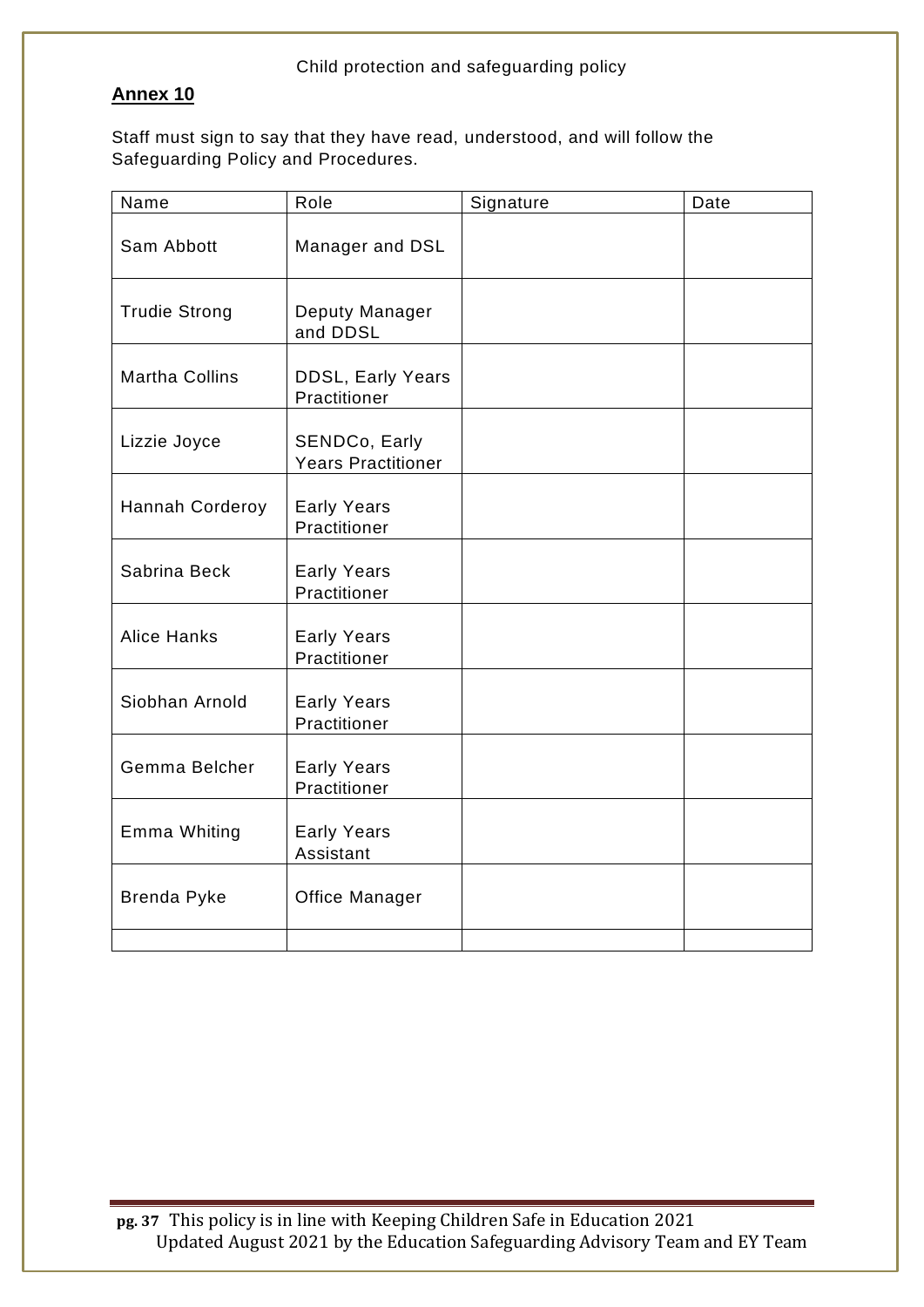## Annex 10

Staff must sign to say that they have read, understood, and will follow the Safeguarding Policy and Procedures.

| Name | Role | Signature | Date |
|---|---|---|---|
| Sam Abbott | Manager and DSL | | |
| Trudie Strong | Deputy Manager and DDSL | | |
| Martha Collins | DDSL, Early Years Practitioner | | |
| Lizzie Joyce | SENDCo, Early Years Practitioner | | |
| Hannah Corderoy | Early Years Practitioner | | |
| Sabrina Beck | Early Years Practitioner | | |
| Alice Hanks | Early Years Practitioner | | |
| Siobhan Arnold | Early Years Practitioner | | |
| Gemma Belcher | Early Years Practitioner | | |
| Emma Whiting | Early Years Assistant | | |
| Brenda Pyke | Office Manager | | |
| | | | |